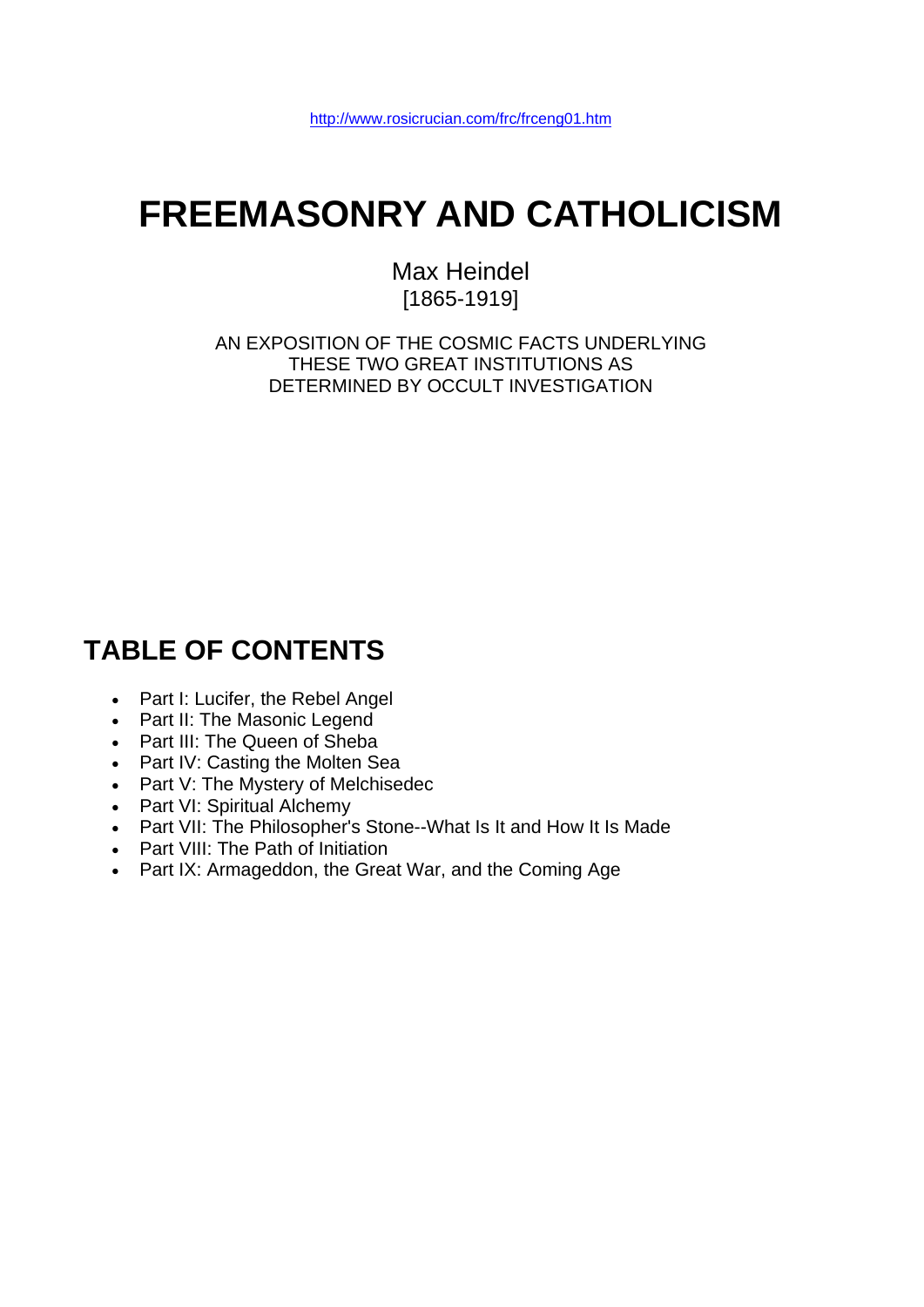http://www.rosicrucian.com/frc/frceng01.htm

# FREEMASONRY AND CATHOLICISM

Max Heindel
[1865-1919]

AN EXPOSITION OF THE COSMIC FACTS UNDERLYING THESE TWO GREAT INSTITUTIONS AS DETERMINED BY OCCULT INVESTIGATION

## TABLE OF CONTENTS

- Part I: Lucifer, the Rebel Angel
- Part II: The Masonic Legend
- Part III: The Queen of Sheba
- Part IV: Casting the Molten Sea
- Part V: The Mystery of Melchisedec
- Part VI: Spiritual Alchemy
- Part VII: The Philosopher's Stone--What Is It and How It Is Made
- Part VIII: The Path of Initiation
- Part IX: Armageddon, the Great War, and the Coming Age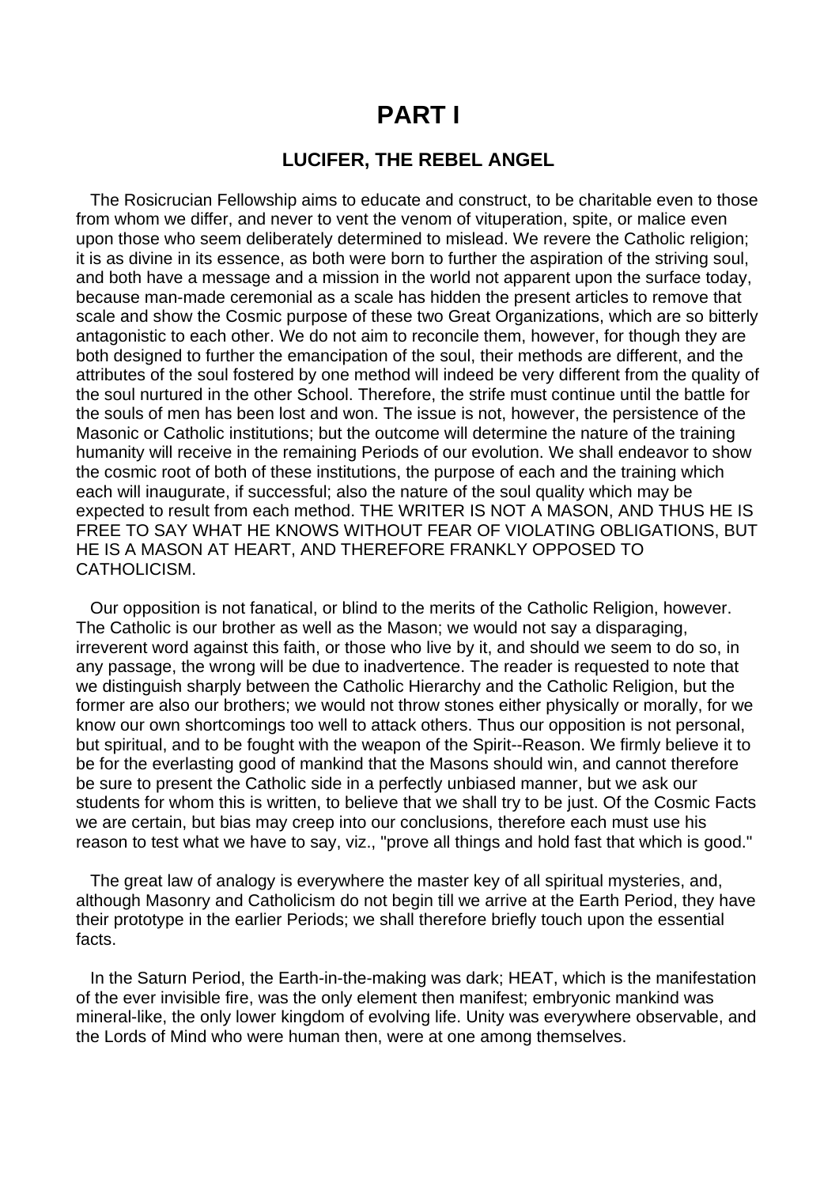# PART I

## LUCIFER, THE REBEL ANGEL

The Rosicrucian Fellowship aims to educate and construct, to be charitable even to those from whom we differ, and never to vent the venom of vituperation, spite, or malice even upon those who seem deliberately determined to mislead. We revere the Catholic religion; it is as divine in its essence, as both were born to further the aspiration of the striving soul, and both have a message and a mission in the world not apparent upon the surface today, because man-made ceremonial as a scale has hidden the present articles to remove that scale and show the Cosmic purpose of these two Great Organizations, which are so bitterly antagonistic to each other. We do not aim to reconcile them, however, for though they are both designed to further the emancipation of the soul, their methods are different, and the attributes of the soul fostered by one method will indeed be very different from the quality of the soul nurtured in the other School. Therefore, the strife must continue until the battle for the souls of men has been lost and won. The issue is not, however, the persistence of the Masonic or Catholic institutions; but the outcome will determine the nature of the training humanity will receive in the remaining Periods of our evolution. We shall endeavor to show the cosmic root of both of these institutions, the purpose of each and the training which each will inaugurate, if successful; also the nature of the soul quality which may be expected to result from each method. THE WRITER IS NOT A MASON, AND THUS HE IS FREE TO SAY WHAT HE KNOWS WITHOUT FEAR OF VIOLATING OBLIGATIONS, BUT HE IS A MASON AT HEART, AND THEREFORE FRANKLY OPPOSED TO CATHOLICISM.

Our opposition is not fanatical, or blind to the merits of the Catholic Religion, however. The Catholic is our brother as well as the Mason; we would not say a disparaging, irreverent word against this faith, or those who live by it, and should we seem to do so, in any passage, the wrong will be due to inadvertence. The reader is requested to note that we distinguish sharply between the Catholic Hierarchy and the Catholic Religion, but the former are also our brothers; we would not throw stones either physically or morally, for we know our own shortcomings too well to attack others. Thus our opposition is not personal, but spiritual, and to be fought with the weapon of the Spirit--Reason. We firmly believe it to be for the everlasting good of mankind that the Masons should win, and cannot therefore be sure to present the Catholic side in a perfectly unbiased manner, but we ask our students for whom this is written, to believe that we shall try to be just. Of the Cosmic Facts we are certain, but bias may creep into our conclusions, therefore each must use his reason to test what we have to say, viz., "prove all things and hold fast that which is good."

The great law of analogy is everywhere the master key of all spiritual mysteries, and, although Masonry and Catholicism do not begin till we arrive at the Earth Period, they have their prototype in the earlier Periods; we shall therefore briefly touch upon the essential facts.

In the Saturn Period, the Earth-in-the-making was dark; HEAT, which is the manifestation of the ever invisible fire, was the only element then manifest; embryonic mankind was mineral-like, the only lower kingdom of evolving life. Unity was everywhere observable, and the Lords of Mind who were human then, were at one among themselves.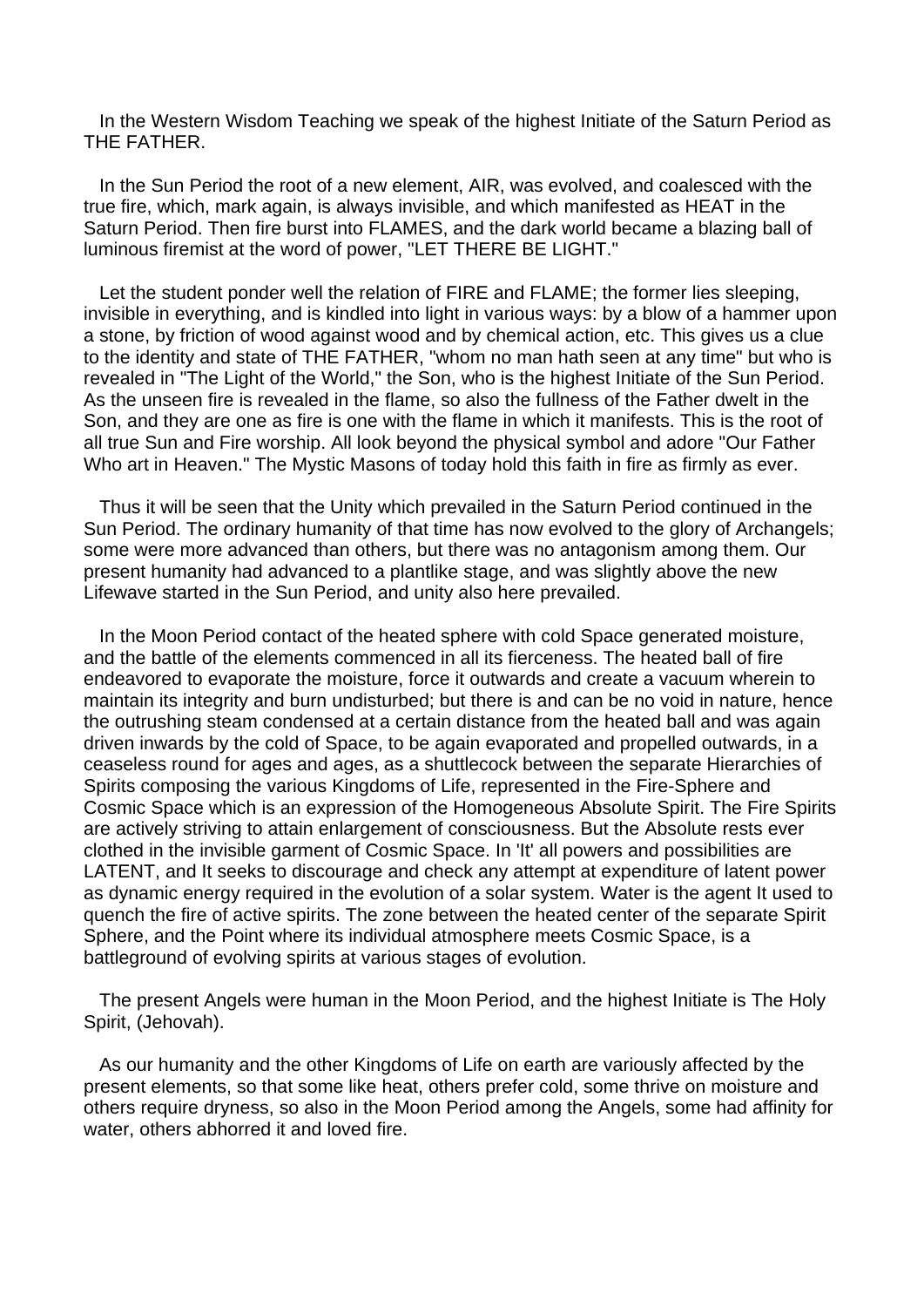In the Western Wisdom Teaching we speak of the highest Initiate of the Saturn Period as THE FATHER.

In the Sun Period the root of a new element, AIR, was evolved, and coalesced with the true fire, which, mark again, is always invisible, and which manifested as HEAT in the Saturn Period. Then fire burst into FLAMES, and the dark world became a blazing ball of luminous firemist at the word of power, "LET THERE BE LIGHT."

Let the student ponder well the relation of FIRE and FLAME; the former lies sleeping, invisible in everything, and is kindled into light in various ways: by a blow of a hammer upon a stone, by friction of wood against wood and by chemical action, etc. This gives us a clue to the identity and state of THE FATHER, "whom no man hath seen at any time" but who is revealed in "The Light of the World," the Son, who is the highest Initiate of the Sun Period. As the unseen fire is revealed in the flame, so also the fullness of the Father dwelt in the Son, and they are one as fire is one with the flame in which it manifests. This is the root of all true Sun and Fire worship. All look beyond the physical symbol and adore "Our Father Who art in Heaven." The Mystic Masons of today hold this faith in fire as firmly as ever.

Thus it will be seen that the Unity which prevailed in the Saturn Period continued in the Sun Period. The ordinary humanity of that time has now evolved to the glory of Archangels; some were more advanced than others, but there was no antagonism among them. Our present humanity had advanced to a plantlike stage, and was slightly above the new Lifewave started in the Sun Period, and unity also here prevailed.

In the Moon Period contact of the heated sphere with cold Space generated moisture, and the battle of the elements commenced in all its fierceness. The heated ball of fire endeavored to evaporate the moisture, force it outwards and create a vacuum wherein to maintain its integrity and burn undisturbed; but there is and can be no void in nature, hence the outrushing steam condensed at a certain distance from the heated ball and was again driven inwards by the cold of Space, to be again evaporated and propelled outwards, in a ceaseless round for ages and ages, as a shuttlecock between the separate Hierarchies of Spirits composing the various Kingdoms of Life, represented in the Fire-Sphere and Cosmic Space which is an expression of the Homogeneous Absolute Spirit. The Fire Spirits are actively striving to attain enlargement of consciousness. But the Absolute rests ever clothed in the invisible garment of Cosmic Space. In 'It' all powers and possibilities are LATENT, and It seeks to discourage and check any attempt at expenditure of latent power as dynamic energy required in the evolution of a solar system. Water is the agent It used to quench the fire of active spirits. The zone between the heated center of the separate Spirit Sphere, and the Point where its individual atmosphere meets Cosmic Space, is a battleground of evolving spirits at various stages of evolution.

The present Angels were human in the Moon Period, and the highest Initiate is The Holy Spirit, (Jehovah).

As our humanity and the other Kingdoms of Life on earth are variously affected by the present elements, so that some like heat, others prefer cold, some thrive on moisture and others require dryness, so also in the Moon Period among the Angels, some had affinity for water, others abhorred it and loved fire.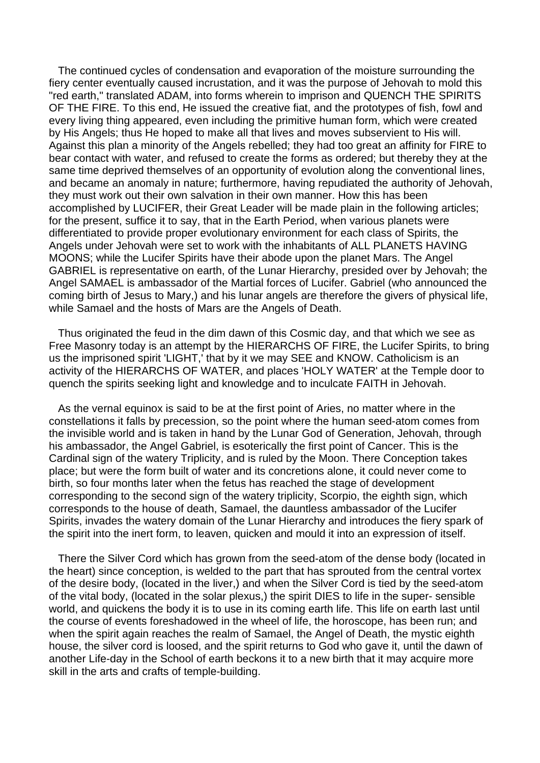The continued cycles of condensation and evaporation of the moisture surrounding the fiery center eventually caused incrustation, and it was the purpose of Jehovah to mold this "red earth," translated ADAM, into forms wherein to imprison and QUENCH THE SPIRITS OF THE FIRE. To this end, He issued the creative fiat, and the prototypes of fish, fowl and every living thing appeared, even including the primitive human form, which were created by His Angels; thus He hoped to make all that lives and moves subservient to His will. Against this plan a minority of the Angels rebelled; they had too great an affinity for FIRE to bear contact with water, and refused to create the forms as ordered; but thereby they at the same time deprived themselves of an opportunity of evolution along the conventional lines, and became an anomaly in nature; furthermore, having repudiated the authority of Jehovah, they must work out their own salvation in their own manner. How this has been accomplished by LUCIFER, their Great Leader will be made plain in the following articles; for the present, suffice it to say, that in the Earth Period, when various planets were differentiated to provide proper evolutionary environment for each class of Spirits, the Angels under Jehovah were set to work with the inhabitants of ALL PLANETS HAVING MOONS; while the Lucifer Spirits have their abode upon the planet Mars. The Angel GABRIEL is representative on earth, of the Lunar Hierarchy, presided over by Jehovah; the Angel SAMAEL is ambassador of the Martial forces of Lucifer. Gabriel (who announced the coming birth of Jesus to Mary,) and his lunar angels are therefore the givers of physical life, while Samael and the hosts of Mars are the Angels of Death.

Thus originated the feud in the dim dawn of this Cosmic day, and that which we see as Free Masonry today is an attempt by the HIERARCHS OF FIRE, the Lucifer Spirits, to bring us the imprisoned spirit 'LIGHT,' that by it we may SEE and KNOW. Catholicism is an activity of the HIERARCHS OF WATER, and places 'HOLY WATER' at the Temple door to quench the spirits seeking light and knowledge and to inculcate FAITH in Jehovah.

As the vernal equinox is said to be at the first point of Aries, no matter where in the constellations it falls by precession, so the point where the human seed-atom comes from the invisible world and is taken in hand by the Lunar God of Generation, Jehovah, through his ambassador, the Angel Gabriel, is esoterically the first point of Cancer. This is the Cardinal sign of the watery Triplicity, and is ruled by the Moon. There Conception takes place; but were the form built of water and its concretions alone, it could never come to birth, so four months later when the fetus has reached the stage of development corresponding to the second sign of the watery triplicity, Scorpio, the eighth sign, which corresponds to the house of death, Samael, the dauntless ambassador of the Lucifer Spirits, invades the watery domain of the Lunar Hierarchy and introduces the fiery spark of the spirit into the inert form, to leaven, quicken and mould it into an expression of itself.

There the Silver Cord which has grown from the seed-atom of the dense body (located in the heart) since conception, is welded to the part that has sprouted from the central vortex of the desire body, (located in the liver,) and when the Silver Cord is tied by the seed-atom of the vital body, (located in the solar plexus,) the spirit DIES to life in the super- sensible world, and quickens the body it is to use in its coming earth life. This life on earth last until the course of events foreshadowed in the wheel of life, the horoscope, has been run; and when the spirit again reaches the realm of Samael, the Angel of Death, the mystic eighth house, the silver cord is loosed, and the spirit returns to God who gave it, until the dawn of another Life-day in the School of earth beckons it to a new birth that it may acquire more skill in the arts and crafts of temple-building.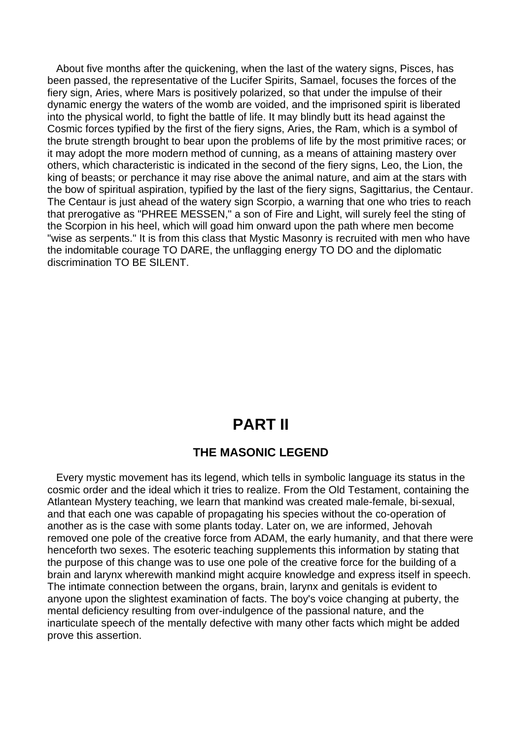About five months after the quickening, when the last of the watery signs, Pisces, has been passed, the representative of the Lucifer Spirits, Samael, focuses the forces of the fiery sign, Aries, where Mars is positively polarized, so that under the impulse of their dynamic energy the waters of the womb are voided, and the imprisoned spirit is liberated into the physical world, to fight the battle of life. It may blindly butt its head against the Cosmic forces typified by the first of the fiery signs, Aries, the Ram, which is a symbol of the brute strength brought to bear upon the problems of life by the most primitive races; or it may adopt the more modern method of cunning, as a means of attaining mastery over others, which characteristic is indicated in the second of the fiery signs, Leo, the Lion, the king of beasts; or perchance it may rise above the animal nature, and aim at the stars with the bow of spiritual aspiration, typified by the last of the fiery signs, Sagittarius, the Centaur. The Centaur is just ahead of the watery sign Scorpio, a warning that one who tries to reach that prerogative as "PHREE MESSEN," a son of Fire and Light, will surely feel the sting of the Scorpion in his heel, which will goad him onward upon the path where men become "wise as serpents." It is from this class that Mystic Masonry is recruited with men who have the indomitable courage TO DARE, the unflagging energy TO DO and the diplomatic discrimination TO BE SILENT.

# PART II

## THE MASONIC LEGEND

Every mystic movement has its legend, which tells in symbolic language its status in the cosmic order and the ideal which it tries to realize. From the Old Testament, containing the Atlantean Mystery teaching, we learn that mankind was created male-female, bi-sexual, and that each one was capable of propagating his species without the co-operation of another as is the case with some plants today. Later on, we are informed, Jehovah removed one pole of the creative force from ADAM, the early humanity, and that there were henceforth two sexes. The esoteric teaching supplements this information by stating that the purpose of this change was to use one pole of the creative force for the building of a brain and larynx wherewith mankind might acquire knowledge and express itself in speech. The intimate connection between the organs, brain, larynx and genitals is evident to anyone upon the slightest examination of facts. The boy's voice changing at puberty, the mental deficiency resulting from over-indulgence of the passional nature, and the inarticulate speech of the mentally defective with many other facts which might be added prove this assertion.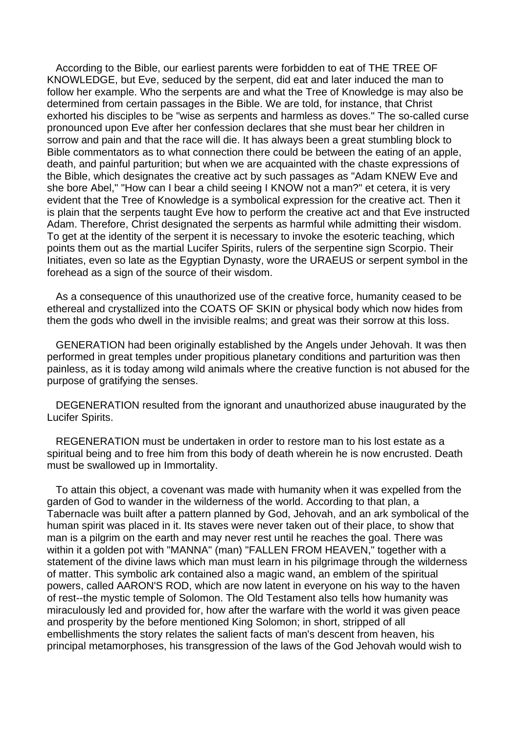According to the Bible, our earliest parents were forbidden to eat of THE TREE OF KNOWLEDGE, but Eve, seduced by the serpent, did eat and later induced the man to follow her example. Who the serpents are and what the Tree of Knowledge is may also be determined from certain passages in the Bible. We are told, for instance, that Christ exhorted his disciples to be "wise as serpents and harmless as doves." The so-called curse pronounced upon Eve after her confession declares that she must bear her children in sorrow and pain and that the race will die. It has always been a great stumbling block to Bible commentators as to what connection there could be between the eating of an apple, death, and painful parturition; but when we are acquainted with the chaste expressions of the Bible, which designates the creative act by such passages as "Adam KNEW Eve and she bore Abel," "How can I bear a child seeing I KNOW not a man?" et cetera, it is very evident that the Tree of Knowledge is a symbolical expression for the creative act. Then it is plain that the serpents taught Eve how to perform the creative act and that Eve instructed Adam. Therefore, Christ designated the serpents as harmful while admitting their wisdom. To get at the identity of the serpent it is necessary to invoke the esoteric teaching, which points them out as the martial Lucifer Spirits, rulers of the serpentine sign Scorpio. Their Initiates, even so late as the Egyptian Dynasty, wore the URAEUS or serpent symbol in the forehead as a sign of the source of their wisdom.

As a consequence of this unauthorized use of the creative force, humanity ceased to be ethereal and crystallized into the COATS OF SKIN or physical body which now hides from them the gods who dwell in the invisible realms; and great was their sorrow at this loss.

GENERATION had been originally established by the Angels under Jehovah. It was then performed in great temples under propitious planetary conditions and parturition was then painless, as it is today among wild animals where the creative function is not abused for the purpose of gratifying the senses.

DEGENERATION resulted from the ignorant and unauthorized abuse inaugurated by the Lucifer Spirits.

REGENERATION must be undertaken in order to restore man to his lost estate as a spiritual being and to free him from this body of death wherein he is now encrusted. Death must be swallowed up in Immortality.

To attain this object, a covenant was made with humanity when it was expelled from the garden of God to wander in the wilderness of the world. According to that plan, a Tabernacle was built after a pattern planned by God, Jehovah, and an ark symbolical of the human spirit was placed in it. Its staves were never taken out of their place, to show that man is a pilgrim on the earth and may never rest until he reaches the goal. There was within it a golden pot with "MANNA" (man) "FALLEN FROM HEAVEN," together with a statement of the divine laws which man must learn in his pilgrimage through the wilderness of matter. This symbolic ark contained also a magic wand, an emblem of the spiritual powers, called AARON'S ROD, which are now latent in everyone on his way to the haven of rest--the mystic temple of Solomon. The Old Testament also tells how humanity was miraculously led and provided for, how after the warfare with the world it was given peace and prosperity by the before mentioned King Solomon; in short, stripped of all embellishments the story relates the salient facts of man's descent from heaven, his principal metamorphoses, his transgression of the laws of the God Jehovah would wish to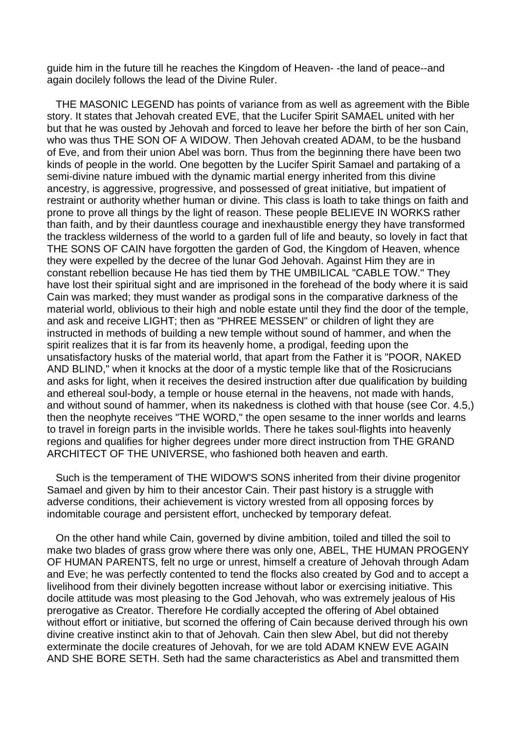guide him in the future till he reaches the Kingdom of Heaven- -the land of peace--and again docilely follows the lead of the Divine Ruler.

THE MASONIC LEGEND has points of variance from as well as agreement with the Bible story. It states that Jehovah created EVE, that the Lucifer Spirit SAMAEL united with her but that he was ousted by Jehovah and forced to leave her before the birth of her son Cain, who was thus THE SON OF A WIDOW. Then Jehovah created ADAM, to be the husband of Eve, and from their union Abel was born. Thus from the beginning there have been two kinds of people in the world. One begotten by the Lucifer Spirit Samael and partaking of a semi-divine nature imbued with the dynamic martial energy inherited from this divine ancestry, is aggressive, progressive, and possessed of great initiative, but impatient of restraint or authority whether human or divine. This class is loath to take things on faith and prone to prove all things by the light of reason. These people BELIEVE IN WORKS rather than faith, and by their dauntless courage and inexhaustible energy they have transformed the trackless wilderness of the world to a garden full of life and beauty, so lovely in fact that THE SONS OF CAIN have forgotten the garden of God, the Kingdom of Heaven, whence they were expelled by the decree of the lunar God Jehovah. Against Him they are in constant rebellion because He has tied them by THE UMBILICAL "CABLE TOW." They have lost their spiritual sight and are imprisoned in the forehead of the body where it is said Cain was marked; they must wander as prodigal sons in the comparative darkness of the material world, oblivious to their high and noble estate until they find the door of the temple, and ask and receive LIGHT; then as "PHREE MESSEN" or children of light they are instructed in methods of building a new temple without sound of hammer, and when the spirit realizes that it is far from its heavenly home, a prodigal, feeding upon the unsatisfactory husks of the material world, that apart from the Father it is "POOR, NAKED AND BLIND," when it knocks at the door of a mystic temple like that of the Rosicrucians and asks for light, when it receives the desired instruction after due qualification by building and ethereal soul-body, a temple or house eternal in the heavens, not made with hands, and without sound of hammer, when its nakedness is clothed with that house (see Cor. 4.5,) then the neophyte receives "THE WORD," the open sesame to the inner worlds and learns to travel in foreign parts in the invisible worlds. There he takes soul-flights into heavenly regions and qualifies for higher degrees under more direct instruction from THE GRAND ARCHITECT OF THE UNIVERSE, who fashioned both heaven and earth.

Such is the temperament of THE WIDOW'S SONS inherited from their divine progenitor Samael and given by him to their ancestor Cain. Their past history is a struggle with adverse conditions, their achievement is victory wrested from all opposing forces by indomitable courage and persistent effort, unchecked by temporary defeat.

On the other hand while Cain, governed by divine ambition, toiled and tilled the soil to make two blades of grass grow where there was only one, ABEL, THE HUMAN PROGENY OF HUMAN PARENTS, felt no urge or unrest, himself a creature of Jehovah through Adam and Eve; he was perfectly contented to tend the flocks also created by God and to accept a livelihood from their divinely begotten increase without labor or exercising initiative. This docile attitude was most pleasing to the God Jehovah, who was extremely jealous of His prerogative as Creator. Therefore He cordially accepted the offering of Abel obtained without effort or initiative, but scorned the offering of Cain because derived through his own divine creative instinct akin to that of Jehovah. Cain then slew Abel, but did not thereby exterminate the docile creatures of Jehovah, for we are told ADAM KNEW EVE AGAIN AND SHE BORE SETH. Seth had the same characteristics as Abel and transmitted them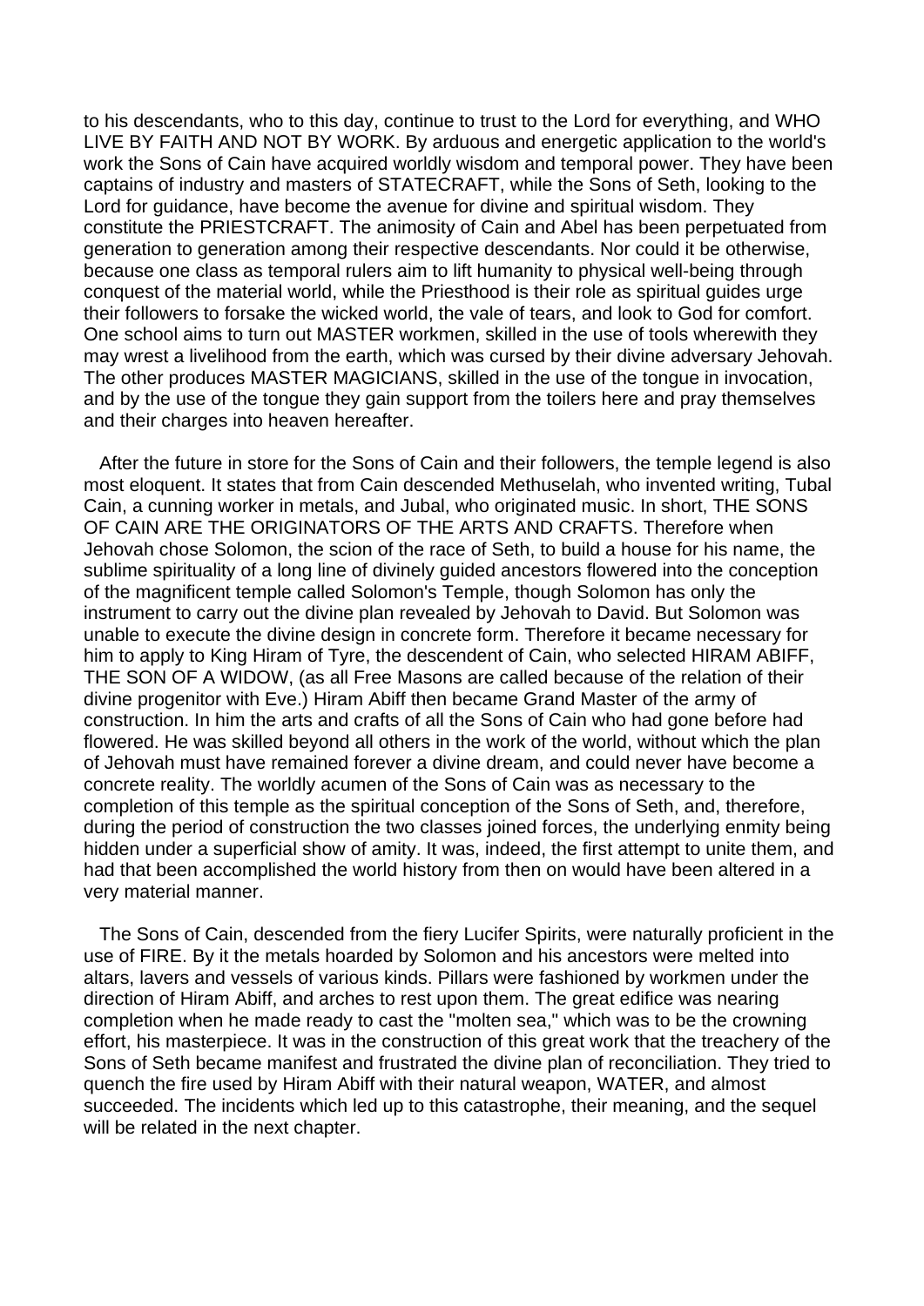to his descendants, who to this day, continue to trust to the Lord for everything, and WHO LIVE BY FAITH AND NOT BY WORK. By arduous and energetic application to the world's work the Sons of Cain have acquired worldly wisdom and temporal power. They have been captains of industry and masters of STATECRAFT, while the Sons of Seth, looking to the Lord for guidance, have become the avenue for divine and spiritual wisdom. They constitute the PRIESTCRAFT. The animosity of Cain and Abel has been perpetuated from generation to generation among their respective descendants. Nor could it be otherwise, because one class as temporal rulers aim to lift humanity to physical well-being through conquest of the material world, while the Priesthood is their role as spiritual guides urge their followers to forsake the wicked world, the vale of tears, and look to God for comfort. One school aims to turn out MASTER workmen, skilled in the use of tools wherewith they may wrest a livelihood from the earth, which was cursed by their divine adversary Jehovah. The other produces MASTER MAGICIANS, skilled in the use of the tongue in invocation, and by the use of the tongue they gain support from the toilers here and pray themselves and their charges into heaven hereafter.

After the future in store for the Sons of Cain and their followers, the temple legend is also most eloquent. It states that from Cain descended Methuselah, who invented writing, Tubal Cain, a cunning worker in metals, and Jubal, who originated music. In short, THE SONS OF CAIN ARE THE ORIGINATORS OF THE ARTS AND CRAFTS. Therefore when Jehovah chose Solomon, the scion of the race of Seth, to build a house for his name, the sublime spirituality of a long line of divinely guided ancestors flowered into the conception of the magnificent temple called Solomon's Temple, though Solomon has only the instrument to carry out the divine plan revealed by Jehovah to David. But Solomon was unable to execute the divine design in concrete form. Therefore it became necessary for him to apply to King Hiram of Tyre, the descendent of Cain, who selected HIRAM ABIFF, THE SON OF A WIDOW, (as all Free Masons are called because of the relation of their divine progenitor with Eve.) Hiram Abiff then became Grand Master of the army of construction. In him the arts and crafts of all the Sons of Cain who had gone before had flowered. He was skilled beyond all others in the work of the world, without which the plan of Jehovah must have remained forever a divine dream, and could never have become a concrete reality. The worldly acumen of the Sons of Cain was as necessary to the completion of this temple as the spiritual conception of the Sons of Seth, and, therefore, during the period of construction the two classes joined forces, the underlying enmity being hidden under a superficial show of amity. It was, indeed, the first attempt to unite them, and had that been accomplished the world history from then on would have been altered in a very material manner.

The Sons of Cain, descended from the fiery Lucifer Spirits, were naturally proficient in the use of FIRE. By it the metals hoarded by Solomon and his ancestors were melted into altars, lavers and vessels of various kinds. Pillars were fashioned by workmen under the direction of Hiram Abiff, and arches to rest upon them. The great edifice was nearing completion when he made ready to cast the "molten sea," which was to be the crowning effort, his masterpiece. It was in the construction of this great work that the treachery of the Sons of Seth became manifest and frustrated the divine plan of reconciliation. They tried to quench the fire used by Hiram Abiff with their natural weapon, WATER, and almost succeeded. The incidents which led up to this catastrophe, their meaning, and the sequel will be related in the next chapter.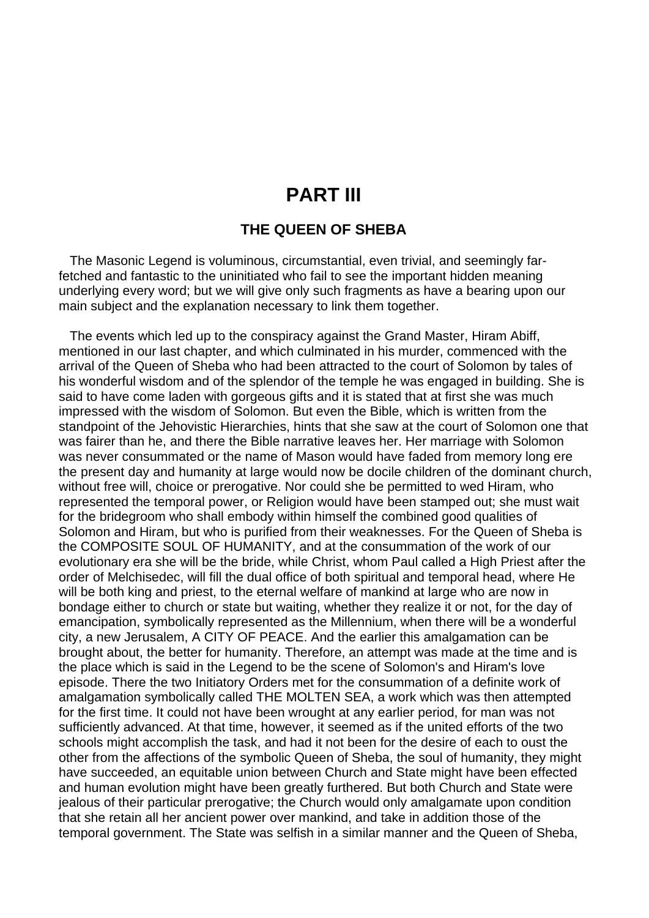# PART III

## THE QUEEN OF SHEBA

The Masonic Legend is voluminous, circumstantial, even trivial, and seemingly far-fetched and fantastic to the uninitiated who fail to see the important hidden meaning underlying every word; but we will give only such fragments as have a bearing upon our main subject and the explanation necessary to link them together.

The events which led up to the conspiracy against the Grand Master, Hiram Abiff, mentioned in our last chapter, and which culminated in his murder, commenced with the arrival of the Queen of Sheba who had been attracted to the court of Solomon by tales of his wonderful wisdom and of the splendor of the temple he was engaged in building. She is said to have come laden with gorgeous gifts and it is stated that at first she was much impressed with the wisdom of Solomon. But even the Bible, which is written from the standpoint of the Jehovistic Hierarchies, hints that she saw at the court of Solomon one that was fairer than he, and there the Bible narrative leaves her. Her marriage with Solomon was never consummated or the name of Mason would have faded from memory long ere the present day and humanity at large would now be docile children of the dominant church, without free will, choice or prerogative. Nor could she be permitted to wed Hiram, who represented the temporal power, or Religion would have been stamped out; she must wait for the bridegroom who shall embody within himself the combined good qualities of Solomon and Hiram, but who is purified from their weaknesses. For the Queen of Sheba is the COMPOSITE SOUL OF HUMANITY, and at the consummation of the work of our evolutionary era she will be the bride, while Christ, whom Paul called a High Priest after the order of Melchisedec, will fill the dual office of both spiritual and temporal head, where He will be both king and priest, to the eternal welfare of mankind at large who are now in bondage either to church or state but waiting, whether they realize it or not, for the day of emancipation, symbolically represented as the Millennium, when there will be a wonderful city, a new Jerusalem, A CITY OF PEACE. And the earlier this amalgamation can be brought about, the better for humanity. Therefore, an attempt was made at the time and is the place which is said in the Legend to be the scene of Solomon's and Hiram's love episode. There the two Initiatory Orders met for the consummation of a definite work of amalgamation symbolically called THE MOLTEN SEA, a work which was then attempted for the first time. It could not have been wrought at any earlier period, for man was not sufficiently advanced. At that time, however, it seemed as if the united efforts of the two schools might accomplish the task, and had it not been for the desire of each to oust the other from the affections of the symbolic Queen of Sheba, the soul of humanity, they might have succeeded, an equitable union between Church and State might have been effected and human evolution might have been greatly furthered. But both Church and State were jealous of their particular prerogative; the Church would only amalgamate upon condition that she retain all her ancient power over mankind, and take in addition those of the temporal government. The State was selfish in a similar manner and the Queen of Sheba,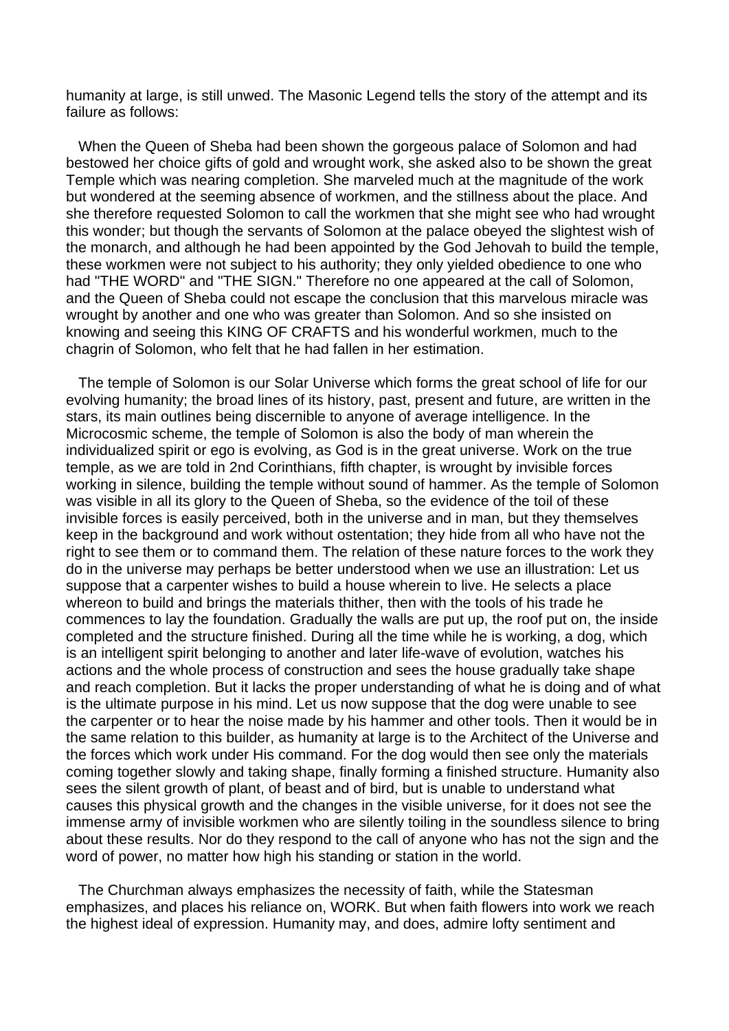humanity at large, is still unwed. The Masonic Legend tells the story of the attempt and its failure as follows:

When the Queen of Sheba had been shown the gorgeous palace of Solomon and had bestowed her choice gifts of gold and wrought work, she asked also to be shown the great Temple which was nearing completion. She marveled much at the magnitude of the work but wondered at the seeming absence of workmen, and the stillness about the place. And she therefore requested Solomon to call the workmen that she might see who had wrought this wonder; but though the servants of Solomon at the palace obeyed the slightest wish of the monarch, and although he had been appointed by the God Jehovah to build the temple, these workmen were not subject to his authority; they only yielded obedience to one who had "THE WORD" and "THE SIGN." Therefore no one appeared at the call of Solomon, and the Queen of Sheba could not escape the conclusion that this marvelous miracle was wrought by another and one who was greater than Solomon. And so she insisted on knowing and seeing this KING OF CRAFTS and his wonderful workmen, much to the chagrin of Solomon, who felt that he had fallen in her estimation.

The temple of Solomon is our Solar Universe which forms the great school of life for our evolving humanity; the broad lines of its history, past, present and future, are written in the stars, its main outlines being discernible to anyone of average intelligence. In the Microcosmic scheme, the temple of Solomon is also the body of man wherein the individualized spirit or ego is evolving, as God is in the great universe. Work on the true temple, as we are told in 2nd Corinthians, fifth chapter, is wrought by invisible forces working in silence, building the temple without sound of hammer. As the temple of Solomon was visible in all its glory to the Queen of Sheba, so the evidence of the toil of these invisible forces is easily perceived, both in the universe and in man, but they themselves keep in the background and work without ostentation; they hide from all who have not the right to see them or to command them. The relation of these nature forces to the work they do in the universe may perhaps be better understood when we use an illustration: Let us suppose that a carpenter wishes to build a house wherein to live. He selects a place whereon to build and brings the materials thither, then with the tools of his trade he commences to lay the foundation. Gradually the walls are put up, the roof put on, the inside completed and the structure finished. During all the time while he is working, a dog, which is an intelligent spirit belonging to another and later life-wave of evolution, watches his actions and the whole process of construction and sees the house gradually take shape and reach completion. But it lacks the proper understanding of what he is doing and of what is the ultimate purpose in his mind. Let us now suppose that the dog were unable to see the carpenter or to hear the noise made by his hammer and other tools. Then it would be in the same relation to this builder, as humanity at large is to the Architect of the Universe and the forces which work under His command. For the dog would then see only the materials coming together slowly and taking shape, finally forming a finished structure. Humanity also sees the silent growth of plant, of beast and of bird, but is unable to understand what causes this physical growth and the changes in the visible universe, for it does not see the immense army of invisible workmen who are silently toiling in the soundless silence to bring about these results. Nor do they respond to the call of anyone who has not the sign and the word of power, no matter how high his standing or station in the world.

The Churchman always emphasizes the necessity of faith, while the Statesman emphasizes, and places his reliance on, WORK. But when faith flowers into work we reach the highest ideal of expression. Humanity may, and does, admire lofty sentiment and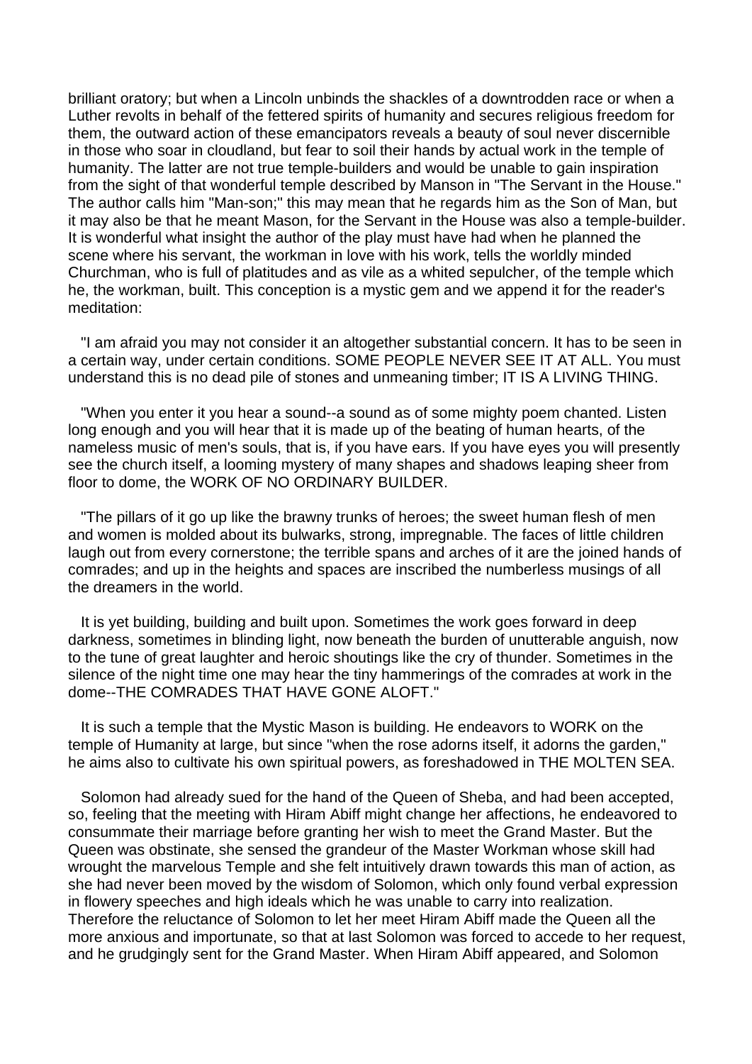brilliant oratory; but when a Lincoln unbinds the shackles of a downtrodden race or when a Luther revolts in behalf of the fettered spirits of humanity and secures religious freedom for them, the outward action of these emancipators reveals a beauty of soul never discernible in those who soar in cloudland, but fear to soil their hands by actual work in the temple of humanity. The latter are not true temple-builders and would be unable to gain inspiration from the sight of that wonderful temple described by Manson in "The Servant in the House." The author calls him "Man-son;" this may mean that he regards him as the Son of Man, but it may also be that he meant Mason, for the Servant in the House was also a temple-builder. It is wonderful what insight the author of the play must have had when he planned the scene where his servant, the workman in love with his work, tells the worldly minded Churchman, who is full of platitudes and as vile as a whited sepulcher, of the temple which he, the workman, built. This conception is a mystic gem and we append it for the reader's meditation:

"I am afraid you may not consider it an altogether substantial concern. It has to be seen in a certain way, under certain conditions. SOME PEOPLE NEVER SEE IT AT ALL. You must understand this is no dead pile of stones and unmeaning timber; IT IS A LIVING THING.

"When you enter it you hear a sound--a sound as of some mighty poem chanted. Listen long enough and you will hear that it is made up of the beating of human hearts, of the nameless music of men's souls, that is, if you have ears. If you have eyes you will presently see the church itself, a looming mystery of many shapes and shadows leaping sheer from floor to dome, the WORK OF NO ORDINARY BUILDER.

"The pillars of it go up like the brawny trunks of heroes; the sweet human flesh of men and women is molded about its bulwarks, strong, impregnable. The faces of little children laugh out from every cornerstone; the terrible spans and arches of it are the joined hands of comrades; and up in the heights and spaces are inscribed the numberless musings of all the dreamers in the world.

It is yet building, building and built upon. Sometimes the work goes forward in deep darkness, sometimes in blinding light, now beneath the burden of unutterable anguish, now to the tune of great laughter and heroic shoutings like the cry of thunder. Sometimes in the silence of the night time one may hear the tiny hammerings of the comrades at work in the dome--THE COMRADES THAT HAVE GONE ALOFT."

It is such a temple that the Mystic Mason is building. He endeavors to WORK on the temple of Humanity at large, but since "when the rose adorns itself, it adorns the garden," he aims also to cultivate his own spiritual powers, as foreshadowed in THE MOLTEN SEA.

Solomon had already sued for the hand of the Queen of Sheba, and had been accepted, so, feeling that the meeting with Hiram Abiff might change her affections, he endeavored to consummate their marriage before granting her wish to meet the Grand Master. But the Queen was obstinate, she sensed the grandeur of the Master Workman whose skill had wrought the marvelous Temple and she felt intuitively drawn towards this man of action, as she had never been moved by the wisdom of Solomon, which only found verbal expression in flowery speeches and high ideals which he was unable to carry into realization. Therefore the reluctance of Solomon to let her meet Hiram Abiff made the Queen all the more anxious and importunate, so that at last Solomon was forced to accede to her request, and he grudgingly sent for the Grand Master. When Hiram Abiff appeared, and Solomon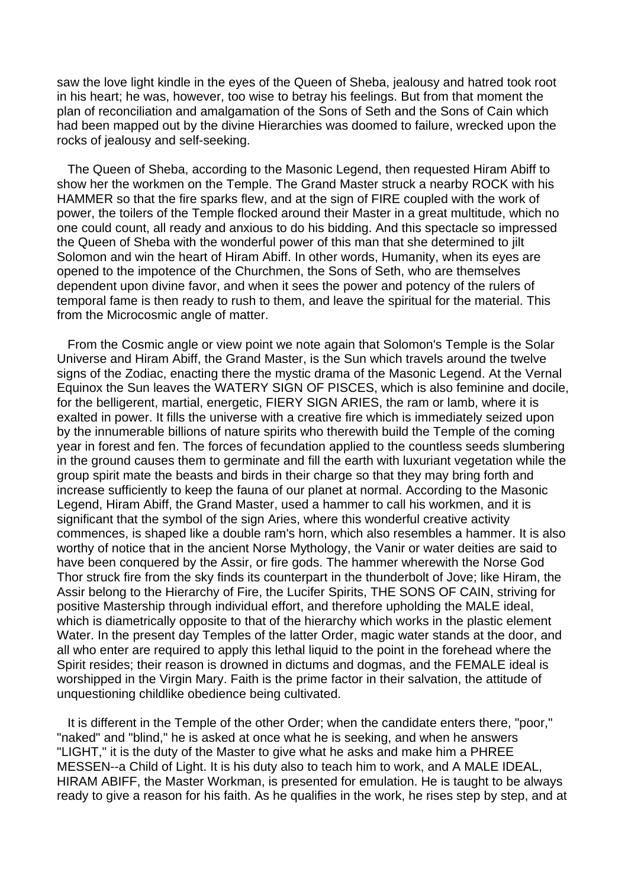saw the love light kindle in the eyes of the Queen of Sheba, jealousy and hatred took root in his heart; he was, however, too wise to betray his feelings. But from that moment the plan of reconciliation and amalgamation of the Sons of Seth and the Sons of Cain which had been mapped out by the divine Hierarchies was doomed to failure, wrecked upon the rocks of jealousy and self-seeking.

The Queen of Sheba, according to the Masonic Legend, then requested Hiram Abiff to show her the workmen on the Temple. The Grand Master struck a nearby ROCK with his HAMMER so that the fire sparks flew, and at the sign of FIRE coupled with the work of power, the toilers of the Temple flocked around their Master in a great multitude, which no one could count, all ready and anxious to do his bidding. And this spectacle so impressed the Queen of Sheba with the wonderful power of this man that she determined to jilt Solomon and win the heart of Hiram Abiff. In other words, Humanity, when its eyes are opened to the impotence of the Churchmen, the Sons of Seth, who are themselves dependent upon divine favor, and when it sees the power and potency of the rulers of temporal fame is then ready to rush to them, and leave the spiritual for the material. This from the Microcosmic angle of matter.

From the Cosmic angle or view point we note again that Solomon's Temple is the Solar Universe and Hiram Abiff, the Grand Master, is the Sun which travels around the twelve signs of the Zodiac, enacting there the mystic drama of the Masonic Legend. At the Vernal Equinox the Sun leaves the WATERY SIGN OF PISCES, which is also feminine and docile, for the belligerent, martial, energetic, FIERY SIGN ARIES, the ram or lamb, where it is exalted in power. It fills the universe with a creative fire which is immediately seized upon by the innumerable billions of nature spirits who therewith build the Temple of the coming year in forest and fen. The forces of fecundation applied to the countless seeds slumbering in the ground causes them to germinate and fill the earth with luxuriant vegetation while the group spirit mate the beasts and birds in their charge so that they may bring forth and increase sufficiently to keep the fauna of our planet at normal. According to the Masonic Legend, Hiram Abiff, the Grand Master, used a hammer to call his workmen, and it is significant that the symbol of the sign Aries, where this wonderful creative activity commences, is shaped like a double ram's horn, which also resembles a hammer. It is also worthy of notice that in the ancient Norse Mythology, the Vanir or water deities are said to have been conquered by the Assir, or fire gods. The hammer wherewith the Norse God Thor struck fire from the sky finds its counterpart in the thunderbolt of Jove; like Hiram, the Assir belong to the Hierarchy of Fire, the Lucifer Spirits, THE SONS OF CAIN, striving for positive Mastership through individual effort, and therefore upholding the MALE ideal, which is diametrically opposite to that of the hierarchy which works in the plastic element Water. In the present day Temples of the latter Order, magic water stands at the door, and all who enter are required to apply this lethal liquid to the point in the forehead where the Spirit resides; their reason is drowned in dictums and dogmas, and the FEMALE ideal is worshipped in the Virgin Mary. Faith is the prime factor in their salvation, the attitude of unquestioning childlike obedience being cultivated.

It is different in the Temple of the other Order; when the candidate enters there, "poor," "naked" and "blind," he is asked at once what he is seeking, and when he answers "LIGHT," it is the duty of the Master to give what he asks and make him a PHREE MESSEN--a Child of Light. It is his duty also to teach him to work, and A MALE IDEAL, HIRAM ABIFF, the Master Workman, is presented for emulation. He is taught to be always ready to give a reason for his faith. As he qualifies in the work, he rises step by step, and at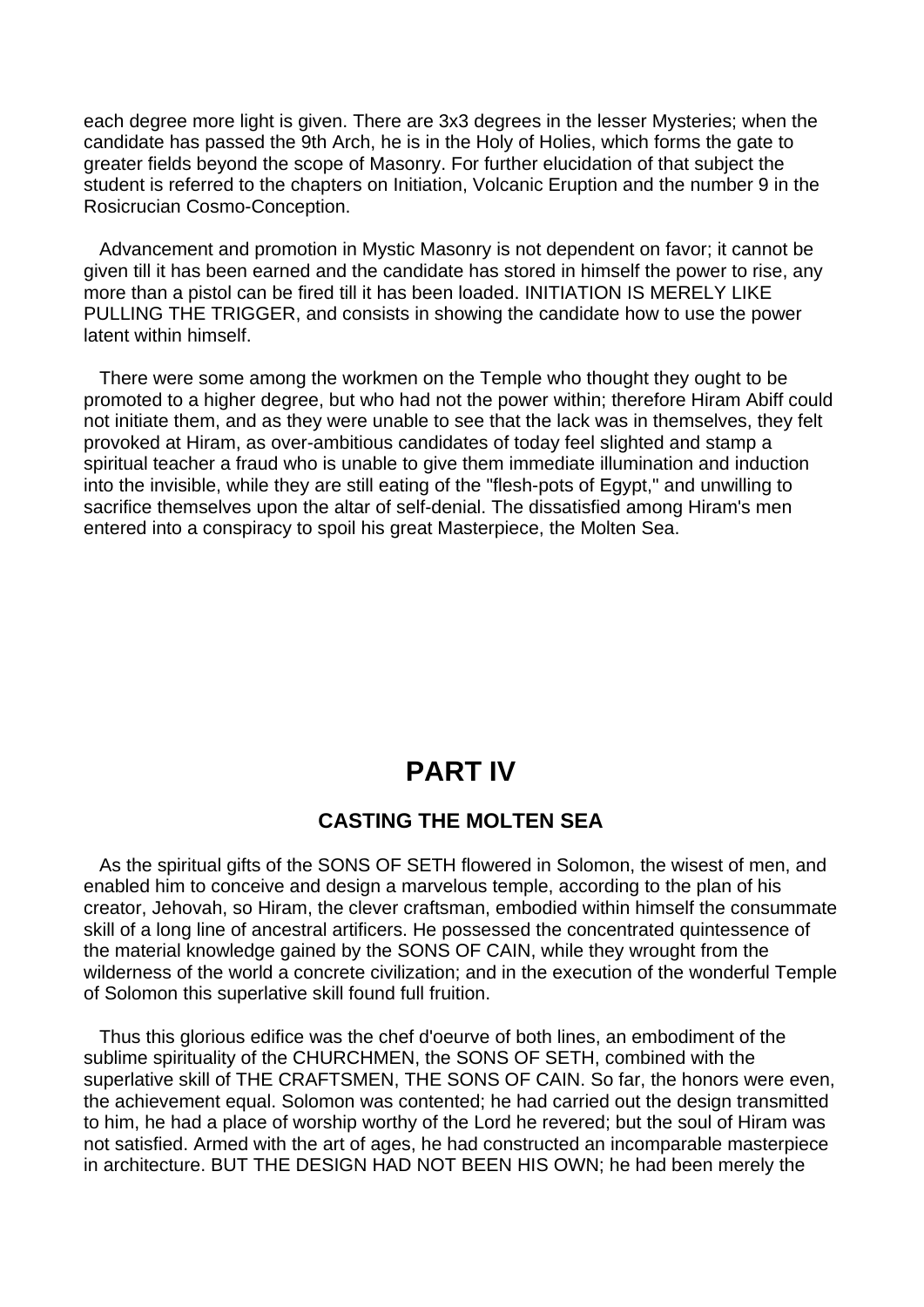each degree more light is given. There are 3x3 degrees in the lesser Mysteries; when the candidate has passed the 9th Arch, he is in the Holy of Holies, which forms the gate to greater fields beyond the scope of Masonry. For further elucidation of that subject the student is referred to the chapters on Initiation, Volcanic Eruption and the number 9 in the Rosicrucian Cosmo-Conception.

Advancement and promotion in Mystic Masonry is not dependent on favor; it cannot be given till it has been earned and the candidate has stored in himself the power to rise, any more than a pistol can be fired till it has been loaded. INITIATION IS MERELY LIKE PULLING THE TRIGGER, and consists in showing the candidate how to use the power latent within himself.

There were some among the workmen on the Temple who thought they ought to be promoted to a higher degree, but who had not the power within; therefore Hiram Abiff could not initiate them, and as they were unable to see that the lack was in themselves, they felt provoked at Hiram, as over-ambitious candidates of today feel slighted and stamp a spiritual teacher a fraud who is unable to give them immediate illumination and induction into the invisible, while they are still eating of the "flesh-pots of Egypt," and unwilling to sacrifice themselves upon the altar of self-denial. The dissatisfied among Hiram's men entered into a conspiracy to spoil his great Masterpiece, the Molten Sea.

# PART IV

## CASTING THE MOLTEN SEA

As the spiritual gifts of the SONS OF SETH flowered in Solomon, the wisest of men, and enabled him to conceive and design a marvelous temple, according to the plan of his creator, Jehovah, so Hiram, the clever craftsman, embodied within himself the consummate skill of a long line of ancestral artificers. He possessed the concentrated quintessence of the material knowledge gained by the SONS OF CAIN, while they wrought from the wilderness of the world a concrete civilization; and in the execution of the wonderful Temple of Solomon this superlative skill found full fruition.

Thus this glorious edifice was the chef d'oeurve of both lines, an embodiment of the sublime spirituality of the CHURCHMEN, the SONS OF SETH, combined with the superlative skill of THE CRAFTSMEN, THE SONS OF CAIN. So far, the honors were even, the achievement equal. Solomon was contented; he had carried out the design transmitted to him, he had a place of worship worthy of the Lord he revered; but the soul of Hiram was not satisfied. Armed with the art of ages, he had constructed an incomparable masterpiece in architecture. BUT THE DESIGN HAD NOT BEEN HIS OWN; he had been merely the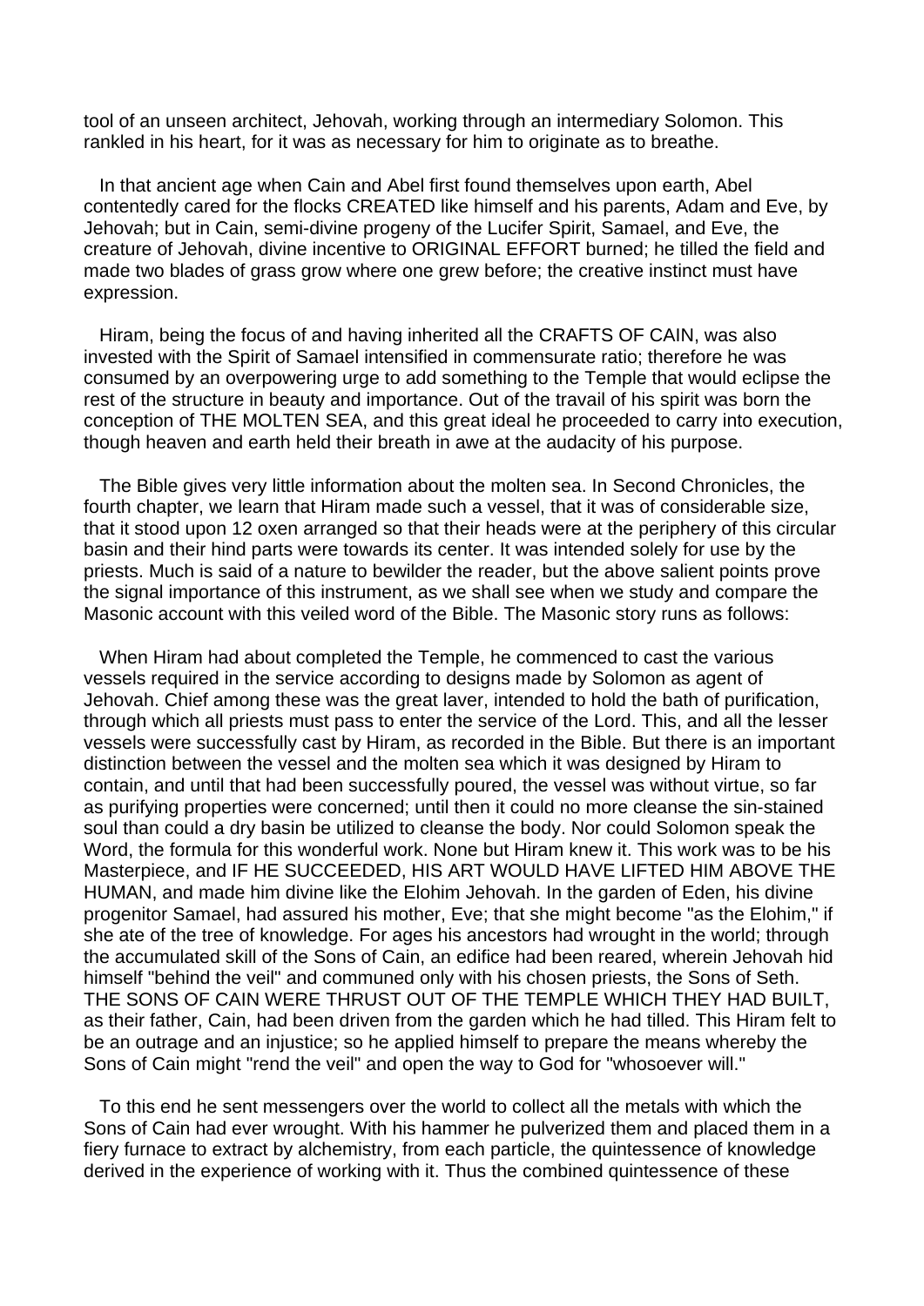tool of an unseen architect, Jehovah, working through an intermediary Solomon. This rankled in his heart, for it was as necessary for him to originate as to breathe.

In that ancient age when Cain and Abel first found themselves upon earth, Abel contentedly cared for the flocks CREATED like himself and his parents, Adam and Eve, by Jehovah; but in Cain, semi-divine progeny of the Lucifer Spirit, Samael, and Eve, the creature of Jehovah, divine incentive to ORIGINAL EFFORT burned; he tilled the field and made two blades of grass grow where one grew before; the creative instinct must have expression.

Hiram, being the focus of and having inherited all the CRAFTS OF CAIN, was also invested with the Spirit of Samael intensified in commensurate ratio; therefore he was consumed by an overpowering urge to add something to the Temple that would eclipse the rest of the structure in beauty and importance. Out of the travail of his spirit was born the conception of THE MOLTEN SEA, and this great ideal he proceeded to carry into execution, though heaven and earth held their breath in awe at the audacity of his purpose.

The Bible gives very little information about the molten sea. In Second Chronicles, the fourth chapter, we learn that Hiram made such a vessel, that it was of considerable size, that it stood upon 12 oxen arranged so that their heads were at the periphery of this circular basin and their hind parts were towards its center. It was intended solely for use by the priests. Much is said of a nature to bewilder the reader, but the above salient points prove the signal importance of this instrument, as we shall see when we study and compare the Masonic account with this veiled word of the Bible. The Masonic story runs as follows:

When Hiram had about completed the Temple, he commenced to cast the various vessels required in the service according to designs made by Solomon as agent of Jehovah. Chief among these was the great laver, intended to hold the bath of purification, through which all priests must pass to enter the service of the Lord. This, and all the lesser vessels were successfully cast by Hiram, as recorded in the Bible. But there is an important distinction between the vessel and the molten sea which it was designed by Hiram to contain, and until that had been successfully poured, the vessel was without virtue, so far as purifying properties were concerned; until then it could no more cleanse the sin-stained soul than could a dry basin be utilized to cleanse the body. Nor could Solomon speak the Word, the formula for this wonderful work. None but Hiram knew it. This work was to be his Masterpiece, and IF HE SUCCEEDED, HIS ART WOULD HAVE LIFTED HIM ABOVE THE HUMAN, and made him divine like the Elohim Jehovah. In the garden of Eden, his divine progenitor Samael, had assured his mother, Eve; that she might become "as the Elohim," if she ate of the tree of knowledge. For ages his ancestors had wrought in the world; through the accumulated skill of the Sons of Cain, an edifice had been reared, wherein Jehovah hid himself "behind the veil" and communed only with his chosen priests, the Sons of Seth. THE SONS OF CAIN WERE THRUST OUT OF THE TEMPLE WHICH THEY HAD BUILT, as their father, Cain, had been driven from the garden which he had tilled. This Hiram felt to be an outrage and an injustice; so he applied himself to prepare the means whereby the Sons of Cain might "rend the veil" and open the way to God for "whosoever will."

To this end he sent messengers over the world to collect all the metals with which the Sons of Cain had ever wrought. With his hammer he pulverized them and placed them in a fiery furnace to extract by alchemistry, from each particle, the quintessence of knowledge derived in the experience of working with it. Thus the combined quintessence of these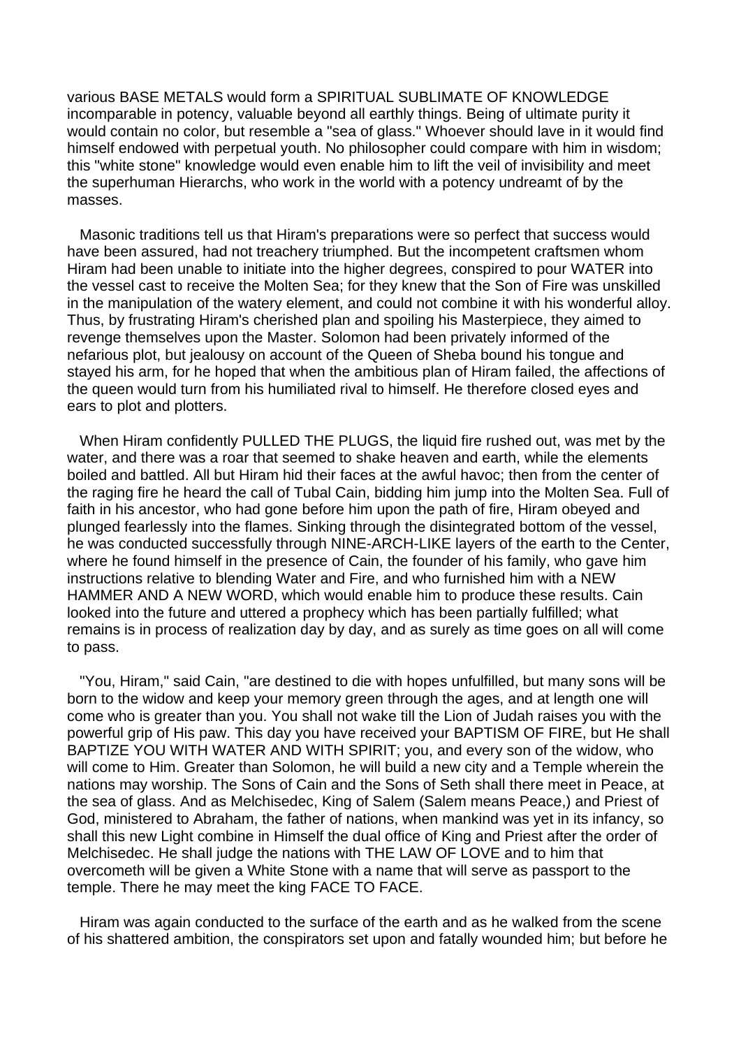various BASE METALS would form a SPIRITUAL SUBLIMATE OF KNOWLEDGE incomparable in potency, valuable beyond all earthly things. Being of ultimate purity it would contain no color, but resemble a "sea of glass." Whoever should lave in it would find himself endowed with perpetual youth. No philosopher could compare with him in wisdom; this "white stone" knowledge would even enable him to lift the veil of invisibility and meet the superhuman Hierarchs, who work in the world with a potency undreamt of by the masses.

Masonic traditions tell us that Hiram's preparations were so perfect that success would have been assured, had not treachery triumphed. But the incompetent craftsmen whom Hiram had been unable to initiate into the higher degrees, conspired to pour WATER into the vessel cast to receive the Molten Sea; for they knew that the Son of Fire was unskilled in the manipulation of the watery element, and could not combine it with his wonderful alloy. Thus, by frustrating Hiram's cherished plan and spoiling his Masterpiece, they aimed to revenge themselves upon the Master. Solomon had been privately informed of the nefarious plot, but jealousy on account of the Queen of Sheba bound his tongue and stayed his arm, for he hoped that when the ambitious plan of Hiram failed, the affections of the queen would turn from his humiliated rival to himself. He therefore closed eyes and ears to plot and plotters.

When Hiram confidently PULLED THE PLUGS, the liquid fire rushed out, was met by the water, and there was a roar that seemed to shake heaven and earth, while the elements boiled and battled. All but Hiram hid their faces at the awful havoc; then from the center of the raging fire he heard the call of Tubal Cain, bidding him jump into the Molten Sea. Full of faith in his ancestor, who had gone before him upon the path of fire, Hiram obeyed and plunged fearlessly into the flames. Sinking through the disintegrated bottom of the vessel, he was conducted successfully through NINE-ARCH-LIKE layers of the earth to the Center, where he found himself in the presence of Cain, the founder of his family, who gave him instructions relative to blending Water and Fire, and who furnished him with a NEW HAMMER AND A NEW WORD, which would enable him to produce these results. Cain looked into the future and uttered a prophecy which has been partially fulfilled; what remains is in process of realization day by day, and as surely as time goes on all will come to pass.

"You, Hiram," said Cain, "are destined to die with hopes unfulfilled, but many sons will be born to the widow and keep your memory green through the ages, and at length one will come who is greater than you. You shall not wake till the Lion of Judah raises you with the powerful grip of His paw. This day you have received your BAPTISM OF FIRE, but He shall BAPTIZE YOU WITH WATER AND WITH SPIRIT; you, and every son of the widow, who will come to Him. Greater than Solomon, he will build a new city and a Temple wherein the nations may worship. The Sons of Cain and the Sons of Seth shall there meet in Peace, at the sea of glass. And as Melchisedec, King of Salem (Salem means Peace,) and Priest of God, ministered to Abraham, the father of nations, when mankind was yet in its infancy, so shall this new Light combine in Himself the dual office of King and Priest after the order of Melchisedec. He shall judge the nations with THE LAW OF LOVE and to him that overcometh will be given a White Stone with a name that will serve as passport to the temple. There he may meet the king FACE TO FACE.

Hiram was again conducted to the surface of the earth and as he walked from the scene of his shattered ambition, the conspirators set upon and fatally wounded him; but before he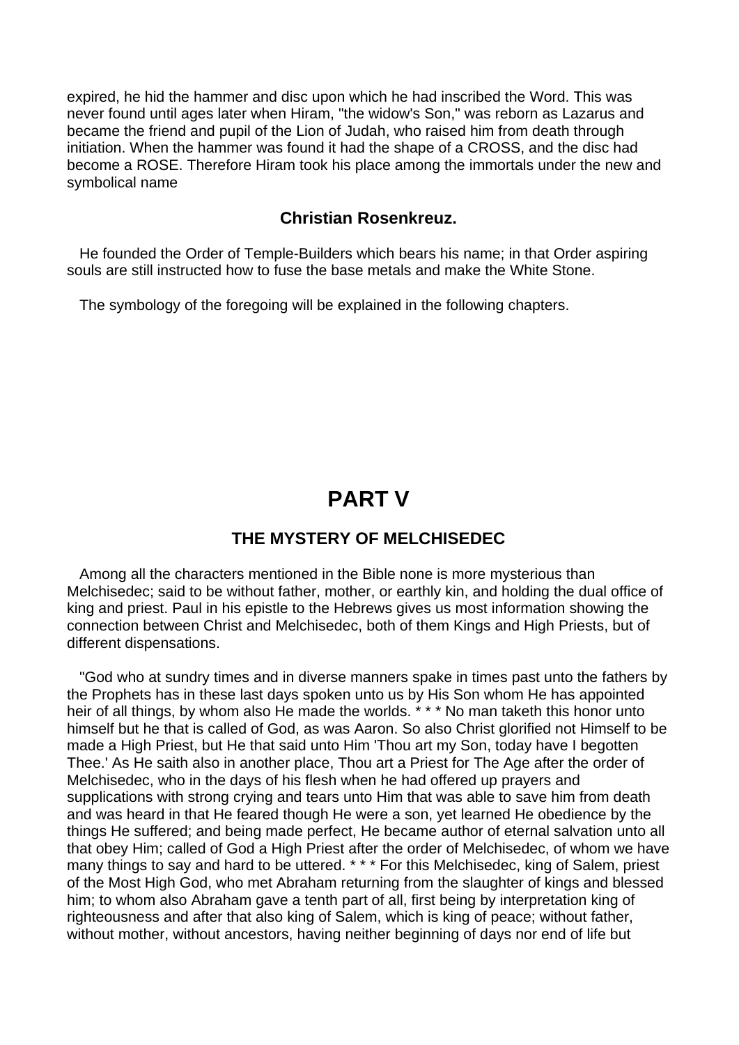expired, he hid the hammer and disc upon which he had inscribed the Word. This was never found until ages later when Hiram, "the widow's Son," was reborn as Lazarus and became the friend and pupil of the Lion of Judah, who raised him from death through initiation. When the hammer was found it had the shape of a CROSS, and the disc had become a ROSE. Therefore Hiram took his place among the immortals under the new and symbolical name

**Christian Rosenkreuz.**

He founded the Order of Temple-Builders which bears his name; in that Order aspiring souls are still instructed how to fuse the base metals and make the White Stone.

The symbology of the foregoing will be explained in the following chapters.

# PART V

## THE MYSTERY OF MELCHISEDEC

Among all the characters mentioned in the Bible none is more mysterious than Melchisedec; said to be without father, mother, or earthly kin, and holding the dual office of king and priest. Paul in his epistle to the Hebrews gives us most information showing the connection between Christ and Melchisedec, both of them Kings and High Priests, but of different dispensations.

"God who at sundry times and in diverse manners spake in times past unto the fathers by the Prophets has in these last days spoken unto us by His Son whom He has appointed heir of all things, by whom also He made the worlds. * * * No man taketh this honor unto himself but he that is called of God, as was Aaron. So also Christ glorified not Himself to be made a High Priest, but He that said unto Him 'Thou art my Son, today have I begotten Thee.' As He saith also in another place, Thou art a Priest for The Age after the order of Melchisedec, who in the days of his flesh when he had offered up prayers and supplications with strong crying and tears unto Him that was able to save him from death and was heard in that He feared though He were a son, yet learned He obedience by the things He suffered; and being made perfect, He became author of eternal salvation unto all that obey Him; called of God a High Priest after the order of Melchisedec, of whom we have many things to say and hard to be uttered. * * * For this Melchisedec, king of Salem, priest of the Most High God, who met Abraham returning from the slaughter of kings and blessed him; to whom also Abraham gave a tenth part of all, first being by interpretation king of righteousness and after that also king of Salem, which is king of peace; without father, without mother, without ancestors, having neither beginning of days nor end of life but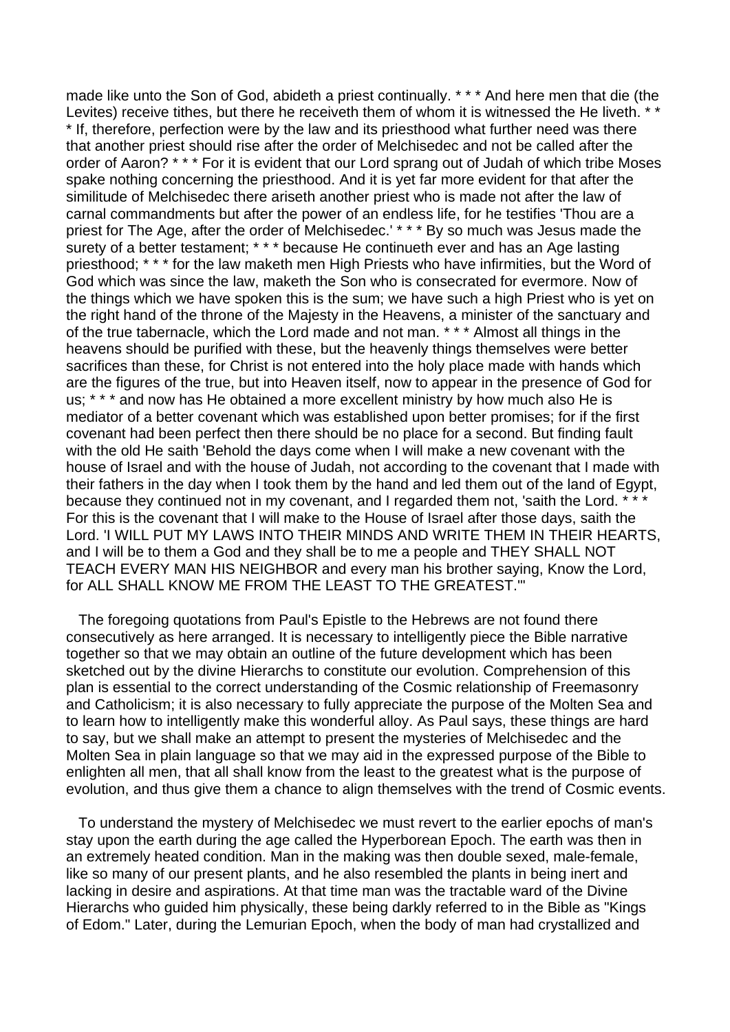made like unto the Son of God, abideth a priest continually. * * * And here men that die (the Levites) receive tithes, but there he receiveth them of whom it is witnessed the He liveth. * * * If, therefore, perfection were by the law and its priesthood what further need was there that another priest should rise after the order of Melchisedec and not be called after the order of Aaron? * * * For it is evident that our Lord sprang out of Judah of which tribe Moses spake nothing concerning the priesthood. And it is yet far more evident for that after the similitude of Melchisedec there ariseth another priest who is made not after the law of carnal commandments but after the power of an endless life, for he testifies 'Thou are a priest for The Age, after the order of Melchisedec.' * * * By so much was Jesus made the surety of a better testament; * * * because He continueth ever and has an Age lasting priesthood; * * * for the law maketh men High Priests who have infirmities, but the Word of God which was since the law, maketh the Son who is consecrated for evermore. Now of the things which we have spoken this is the sum; we have such a high Priest who is yet on the right hand of the throne of the Majesty in the Heavens, a minister of the sanctuary and of the true tabernacle, which the Lord made and not man. * * * Almost all things in the heavens should be purified with these, but the heavenly things themselves were better sacrifices than these, for Christ is not entered into the holy place made with hands which are the figures of the true, but into Heaven itself, now to appear in the presence of God for us; * * * and now has He obtained a more excellent ministry by how much also He is mediator of a better covenant which was established upon better promises; for if the first covenant had been perfect then there should be no place for a second. But finding fault with the old He saith 'Behold the days come when I will make a new covenant with the house of Israel and with the house of Judah, not according to the covenant that I made with their fathers in the day when I took them by the hand and led them out of the land of Egypt, because they continued not in my covenant, and I regarded them not, 'saith the Lord. * * * For this is the covenant that I will make to the House of Israel after those days, saith the Lord. 'I WILL PUT MY LAWS INTO THEIR MINDS AND WRITE THEM IN THEIR HEARTS, and I will be to them a God and they shall be to me a people and THEY SHALL NOT TEACH EVERY MAN HIS NEIGHBOR and every man his brother saying, Know the Lord, for ALL SHALL KNOW ME FROM THE LEAST TO THE GREATEST.'"

The foregoing quotations from Paul's Epistle to the Hebrews are not found there consecutively as here arranged. It is necessary to intelligently piece the Bible narrative together so that we may obtain an outline of the future development which has been sketched out by the divine Hierarchs to constitute our evolution. Comprehension of this plan is essential to the correct understanding of the Cosmic relationship of Freemasonry and Catholicism; it is also necessary to fully appreciate the purpose of the Molten Sea and to learn how to intelligently make this wonderful alloy. As Paul says, these things are hard to say, but we shall make an attempt to present the mysteries of Melchisedec and the Molten Sea in plain language so that we may aid in the expressed purpose of the Bible to enlighten all men, that all shall know from the least to the greatest what is the purpose of evolution, and thus give them a chance to align themselves with the trend of Cosmic events.

To understand the mystery of Melchisedec we must revert to the earlier epochs of man's stay upon the earth during the age called the Hyperborean Epoch. The earth was then in an extremely heated condition. Man in the making was then double sexed, male-female, like so many of our present plants, and he also resembled the plants in being inert and lacking in desire and aspirations. At that time man was the tractable ward of the Divine Hierarchs who guided him physically, these being darkly referred to in the Bible as "Kings of Edom." Later, during the Lemurian Epoch, when the body of man had crystallized and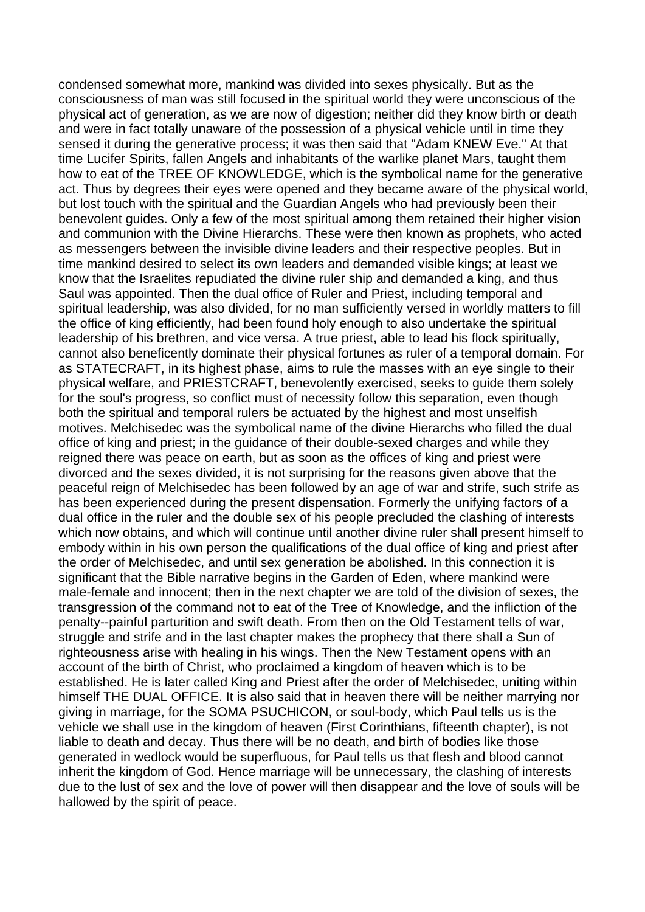condensed somewhat more, mankind was divided into sexes physically. But as the consciousness of man was still focused in the spiritual world they were unconscious of the physical act of generation, as we are now of digestion; neither did they know birth or death and were in fact totally unaware of the possession of a physical vehicle until in time they sensed it during the generative process; it was then said that "Adam KNEW Eve." At that time Lucifer Spirits, fallen Angels and inhabitants of the warlike planet Mars, taught them how to eat of the TREE OF KNOWLEDGE, which is the symbolical name for the generative act. Thus by degrees their eyes were opened and they became aware of the physical world, but lost touch with the spiritual and the Guardian Angels who had previously been their benevolent guides. Only a few of the most spiritual among them retained their higher vision and communion with the Divine Hierarchs. These were then known as prophets, who acted as messengers between the invisible divine leaders and their respective peoples. But in time mankind desired to select its own leaders and demanded visible kings; at least we know that the Israelites repudiated the divine ruler ship and demanded a king, and thus Saul was appointed. Then the dual office of Ruler and Priest, including temporal and spiritual leadership, was also divided, for no man sufficiently versed in worldly matters to fill the office of king efficiently, had been found holy enough to also undertake the spiritual leadership of his brethren, and vice versa. A true priest, able to lead his flock spiritually, cannot also beneficently dominate their physical fortunes as ruler of a temporal domain. For as STATECRAFT, in its highest phase, aims to rule the masses with an eye single to their physical welfare, and PRIESTCRAFT, benevolently exercised, seeks to guide them solely for the soul's progress, so conflict must of necessity follow this separation, even though both the spiritual and temporal rulers be actuated by the highest and most unselfish motives. Melchisedec was the symbolical name of the divine Hierarchs who filled the dual office of king and priest; in the guidance of their double-sexed charges and while they reigned there was peace on earth, but as soon as the offices of king and priest were divorced and the sexes divided, it is not surprising for the reasons given above that the peaceful reign of Melchisedec has been followed by an age of war and strife, such strife as has been experienced during the present dispensation. Formerly the unifying factors of a dual office in the ruler and the double sex of his people precluded the clashing of interests which now obtains, and which will continue until another divine ruler shall present himself to embody within in his own person the qualifications of the dual office of king and priest after the order of Melchisedec, and until sex generation be abolished. In this connection it is significant that the Bible narrative begins in the Garden of Eden, where mankind were male-female and innocent; then in the next chapter we are told of the division of sexes, the transgression of the command not to eat of the Tree of Knowledge, and the infliction of the penalty--painful parturition and swift death. From then on the Old Testament tells of war, struggle and strife and in the last chapter makes the prophecy that there shall a Sun of righteousness arise with healing in his wings. Then the New Testament opens with an account of the birth of Christ, who proclaimed a kingdom of heaven which is to be established. He is later called King and Priest after the order of Melchisedec, uniting within himself THE DUAL OFFICE. It is also said that in heaven there will be neither marrying nor giving in marriage, for the SOMA PSUCHICON, or soul-body, which Paul tells us is the vehicle we shall use in the kingdom of heaven (First Corinthians, fifteenth chapter), is not liable to death and decay. Thus there will be no death, and birth of bodies like those generated in wedlock would be superfluous, for Paul tells us that flesh and blood cannot inherit the kingdom of God. Hence marriage will be unnecessary, the clashing of interests due to the lust of sex and the love of power will then disappear and the love of souls will be hallowed by the spirit of peace.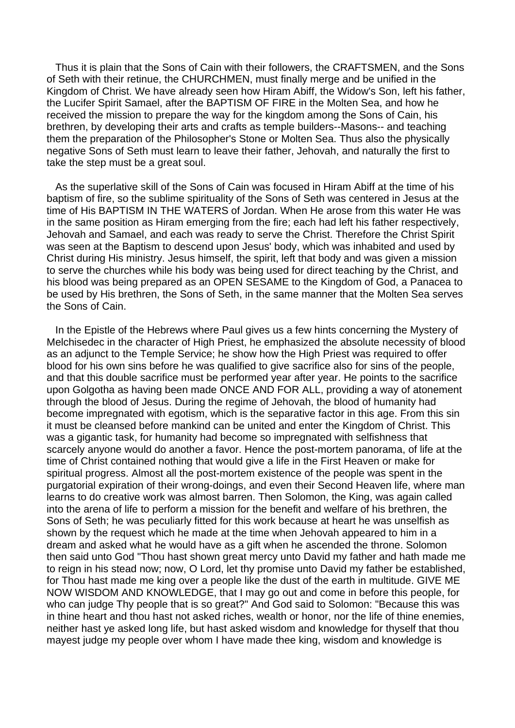Thus it is plain that the Sons of Cain with their followers, the CRAFTSMEN, and the Sons of Seth with their retinue, the CHURCHMEN, must finally merge and be unified in the Kingdom of Christ. We have already seen how Hiram Abiff, the Widow's Son, left his father, the Lucifer Spirit Samael, after the BAPTISM OF FIRE in the Molten Sea, and how he received the mission to prepare the way for the kingdom among the Sons of Cain, his brethren, by developing their arts and crafts as temple builders--Masons-- and teaching them the preparation of the Philosopher's Stone or Molten Sea. Thus also the physically negative Sons of Seth must learn to leave their father, Jehovah, and naturally the first to take the step must be a great soul.

As the superlative skill of the Sons of Cain was focused in Hiram Abiff at the time of his baptism of fire, so the sublime spirituality of the Sons of Seth was centered in Jesus at the time of His BAPTISM IN THE WATERS of Jordan. When He arose from this water He was in the same position as Hiram emerging from the fire; each had left his father respectively, Jehovah and Samael, and each was ready to serve the Christ. Therefore the Christ Spirit was seen at the Baptism to descend upon Jesus' body, which was inhabited and used by Christ during His ministry. Jesus himself, the spirit, left that body and was given a mission to serve the churches while his body was being used for direct teaching by the Christ, and his blood was being prepared as an OPEN SESAME to the Kingdom of God, a Panacea to be used by His brethren, the Sons of Seth, in the same manner that the Molten Sea serves the Sons of Cain.

In the Epistle of the Hebrews where Paul gives us a few hints concerning the Mystery of Melchisedec in the character of High Priest, he emphasized the absolute necessity of blood as an adjunct to the Temple Service; he show how the High Priest was required to offer blood for his own sins before he was qualified to give sacrifice also for sins of the people, and that this double sacrifice must be performed year after year. He points to the sacrifice upon Golgotha as having been made ONCE AND FOR ALL, providing a way of atonement through the blood of Jesus. During the regime of Jehovah, the blood of humanity had become impregnated with egotism, which is the separative factor in this age. From this sin it must be cleansed before mankind can be united and enter the Kingdom of Christ. This was a gigantic task, for humanity had become so impregnated with selfishness that scarcely anyone would do another a favor. Hence the post-mortem panorama, of life at the time of Christ contained nothing that would give a life in the First Heaven or make for spiritual progress. Almost all the post-mortem existence of the people was spent in the purgatorial expiration of their wrong-doings, and even their Second Heaven life, where man learns to do creative work was almost barren. Then Solomon, the King, was again called into the arena of life to perform a mission for the benefit and welfare of his brethren, the Sons of Seth; he was peculiarly fitted for this work because at heart he was unselfish as shown by the request which he made at the time when Jehovah appeared to him in a dream and asked what he would have as a gift when he ascended the throne. Solomon then said unto God "Thou hast shown great mercy unto David my father and hath made me to reign in his stead now; now, O Lord, let thy promise unto David my father be established, for Thou hast made me king over a people like the dust of the earth in multitude. GIVE ME NOW WISDOM AND KNOWLEDGE, that I may go out and come in before this people, for who can judge Thy people that is so great?" And God said to Solomon: "Because this was in thine heart and thou hast not asked riches, wealth or honor, nor the life of thine enemies, neither hast ye asked long life, but hast asked wisdom and knowledge for thyself that thou mayest judge my people over whom I have made thee king, wisdom and knowledge is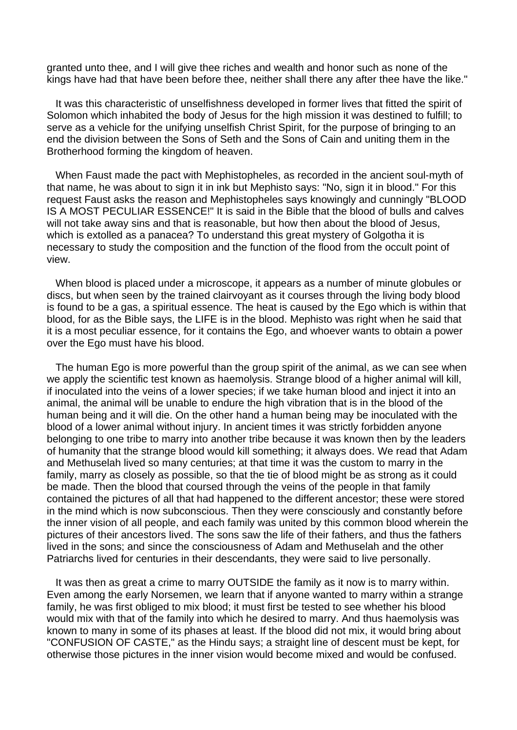granted unto thee, and I will give thee riches and wealth and honor such as none of the kings have had that have been before thee, neither shall there any after thee have the like."

It was this characteristic of unselfishness developed in former lives that fitted the spirit of Solomon which inhabited the body of Jesus for the high mission it was destined to fulfill; to serve as a vehicle for the unifying unselfish Christ Spirit, for the purpose of bringing to an end the division between the Sons of Seth and the Sons of Cain and uniting them in the Brotherhood forming the kingdom of heaven.

When Faust made the pact with Mephistopheles, as recorded in the ancient soul-myth of that name, he was about to sign it in ink but Mephisto says: "No, sign it in blood." For this request Faust asks the reason and Mephistopheles says knowingly and cunningly "BLOOD IS A MOST PECULIAR ESSENCE!" It is said in the Bible that the blood of bulls and calves will not take away sins and that is reasonable, but how then about the blood of Jesus, which is extolled as a panacea? To understand this great mystery of Golgotha it is necessary to study the composition and the function of the flood from the occult point of view.

When blood is placed under a microscope, it appears as a number of minute globules or discs, but when seen by the trained clairvoyant as it courses through the living body blood is found to be a gas, a spiritual essence. The heat is caused by the Ego which is within that blood, for as the Bible says, the LIFE is in the blood. Mephisto was right when he said that it is a most peculiar essence, for it contains the Ego, and whoever wants to obtain a power over the Ego must have his blood.

The human Ego is more powerful than the group spirit of the animal, as we can see when we apply the scientific test known as haemolysis. Strange blood of a higher animal will kill, if inoculated into the veins of a lower species; if we take human blood and inject it into an animal, the animal will be unable to endure the high vibration that is in the blood of the human being and it will die. On the other hand a human being may be inoculated with the blood of a lower animal without injury. In ancient times it was strictly forbidden anyone belonging to one tribe to marry into another tribe because it was known then by the leaders of humanity that the strange blood would kill something; it always does. We read that Adam and Methuselah lived so many centuries; at that time it was the custom to marry in the family, marry as closely as possible, so that the tie of blood might be as strong as it could be made. Then the blood that coursed through the veins of the people in that family contained the pictures of all that had happened to the different ancestor; these were stored in the mind which is now subconscious. Then they were consciously and constantly before the inner vision of all people, and each family was united by this common blood wherein the pictures of their ancestors lived. The sons saw the life of their fathers, and thus the fathers lived in the sons; and since the consciousness of Adam and Methuselah and the other Patriarchs lived for centuries in their descendants, they were said to live personally.

It was then as great a crime to marry OUTSIDE the family as it now is to marry within. Even among the early Norsemen, we learn that if anyone wanted to marry within a strange family, he was first obliged to mix blood; it must first be tested to see whether his blood would mix with that of the family into which he desired to marry. And thus haemolysis was known to many in some of its phases at least. If the blood did not mix, it would bring about "CONFUSION OF CASTE," as the Hindu says; a straight line of descent must be kept, for otherwise those pictures in the inner vision would become mixed and would be confused.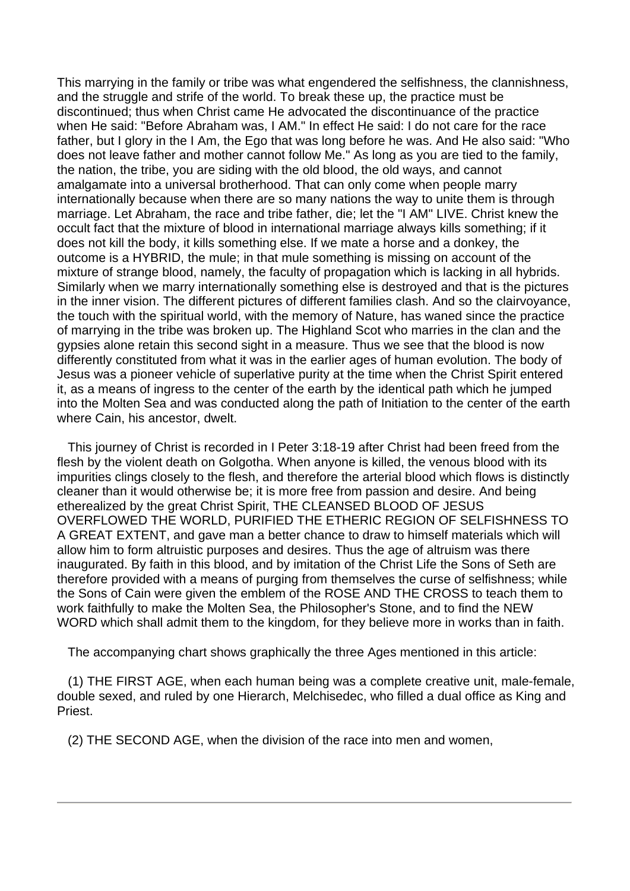This marrying in the family or tribe was what engendered the selfishness, the clannishness, and the struggle and strife of the world. To break these up, the practice must be discontinued; thus when Christ came He advocated the discontinuance of the practice when He said: "Before Abraham was, I AM." In effect He said: I do not care for the race father, but I glory in the I Am, the Ego that was long before he was. And He also said: "Who does not leave father and mother cannot follow Me." As long as you are tied to the family, the nation, the tribe, you are siding with the old blood, the old ways, and cannot amalgamate into a universal brotherhood. That can only come when people marry internationally because when there are so many nations the way to unite them is through marriage. Let Abraham, the race and tribe father, die; let the "I AM" LIVE. Christ knew the occult fact that the mixture of blood in international marriage always kills something; if it does not kill the body, it kills something else. If we mate a horse and a donkey, the outcome is a HYBRID, the mule; in that mule something is missing on account of the mixture of strange blood, namely, the faculty of propagation which is lacking in all hybrids. Similarly when we marry internationally something else is destroyed and that is the pictures in the inner vision. The different pictures of different families clash. And so the clairvoyance, the touch with the spiritual world, with the memory of Nature, has waned since the practice of marrying in the tribe was broken up. The Highland Scot who marries in the clan and the gypsies alone retain this second sight in a measure. Thus we see that the blood is now differently constituted from what it was in the earlier ages of human evolution. The body of Jesus was a pioneer vehicle of superlative purity at the time when the Christ Spirit entered it, as a means of ingress to the center of the earth by the identical path which he jumped into the Molten Sea and was conducted along the path of Initiation to the center of the earth where Cain, his ancestor, dwelt.

This journey of Christ is recorded in I Peter 3:18-19 after Christ had been freed from the flesh by the violent death on Golgotha. When anyone is killed, the venous blood with its impurities clings closely to the flesh, and therefore the arterial blood which flows is distinctly cleaner than it would otherwise be; it is more free from passion and desire. And being etherealized by the great Christ Spirit, THE CLEANSED BLOOD OF JESUS OVERFLOWED THE WORLD, PURIFIED THE ETHERIC REGION OF SELFISHNESS TO A GREAT EXTENT, and gave man a better chance to draw to himself materials which will allow him to form altruistic purposes and desires. Thus the age of altruism was there inaugurated. By faith in this blood, and by imitation of the Christ Life the Sons of Seth are therefore provided with a means of purging from themselves the curse of selfishness; while the Sons of Cain were given the emblem of the ROSE AND THE CROSS to teach them to work faithfully to make the Molten Sea, the Philosopher's Stone, and to find the NEW WORD which shall admit them to the kingdom, for they believe more in works than in faith.

The accompanying chart shows graphically the three Ages mentioned in this article:

(1) THE FIRST AGE, when each human being was a complete creative unit, male-female, double sexed, and ruled by one Hierarch, Melchisedec, who filled a dual office as King and Priest.

(2) THE SECOND AGE, when the division of the race into men and women,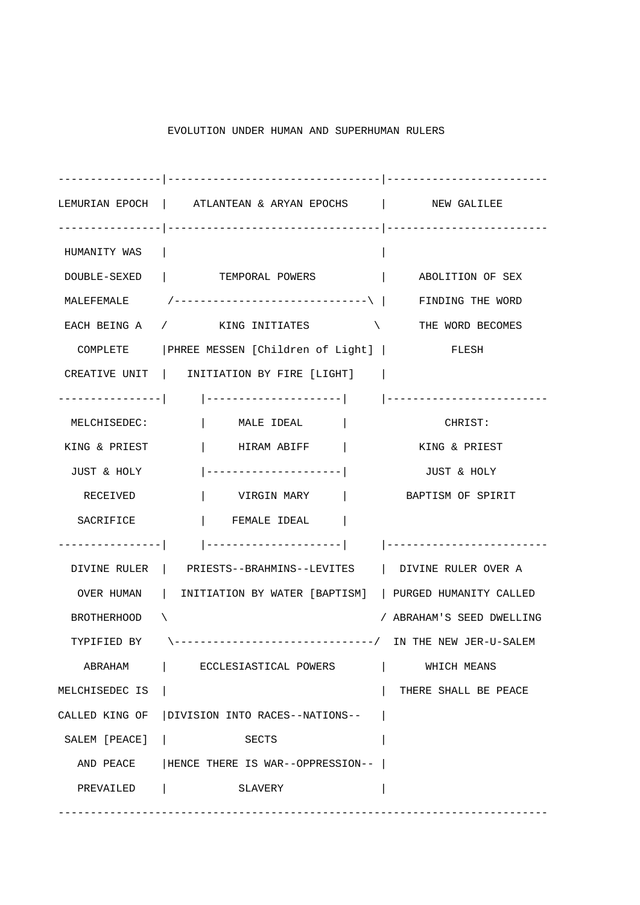EVOLUTION UNDER HUMAN AND SUPERHUMAN RULERS

```
----------------|--------------------------------|------------------------
LEMURIAN EPOCH  |    ATLANTEAN & ARYAN EPOCHS    |       NEW GALILEE
----------------|--------------------------------|------------------------
 HUMANITY WAS   |                                |
 DOUBLE-SEXED   |        TEMPORAL POWERS         |     ABOLITION OF SEX
 MALEFEMALE     /------------------------------\ |     FINDING THE WORD
 EACH BEING A  /        KING INITIATES          \     THE WORD BECOMES
   COMPLETE     |PHREE MESSEN [Children of Light] |          FLESH
 CREATIVE UNIT  |   INITIATION BY FIRE [LIGHT]    |
----------------|     |---------------------|     |------------------------
  MELCHISEDEC:        |     MALE IDEAL      |             CHRIST:
 KING & PRIEST        |     HIRAM ABIFF     |          KING & PRIEST
  JUST & HOLY         |---------------------|           JUST & HOLY
    RECEIVED          |     VIRGIN MARY     |        BAPTISM OF SPIRIT
   SACRIFICE          |    FEMALE IDEAL     |
----------------|     |---------------------|     |------------------------
  DIVINE RULER  |   PRIESTS--BRAHMINS--LEVITES    |  DIVINE RULER OVER A
   OVER HUMAN   |  INITIATION BY WATER [BAPTISM]  | PURGED HUMANITY CALLED
  BROTHERHOOD   \                                / ABRAHAM'S SEED DWELLING
  TYPIFIED BY    \-------------------------------/  IN THE NEW JER-U-SALEM
    ABRAHAM     |     ECCLESIASTICAL POWERS      |      WHICH MEANS
MELCHISEDEC IS  |                                |  THERE SHALL BE PEACE
CALLED KING OF  |DIVISION INTO RACES--NATIONS--  |
 SALEM [PEACE]  |            SECTS               |
   AND PEACE    |HENCE THERE IS WAR--OPPRESSION-- |
   PREVAILED    |           SLAVERY              |
---------------------------------------------------------------------------
```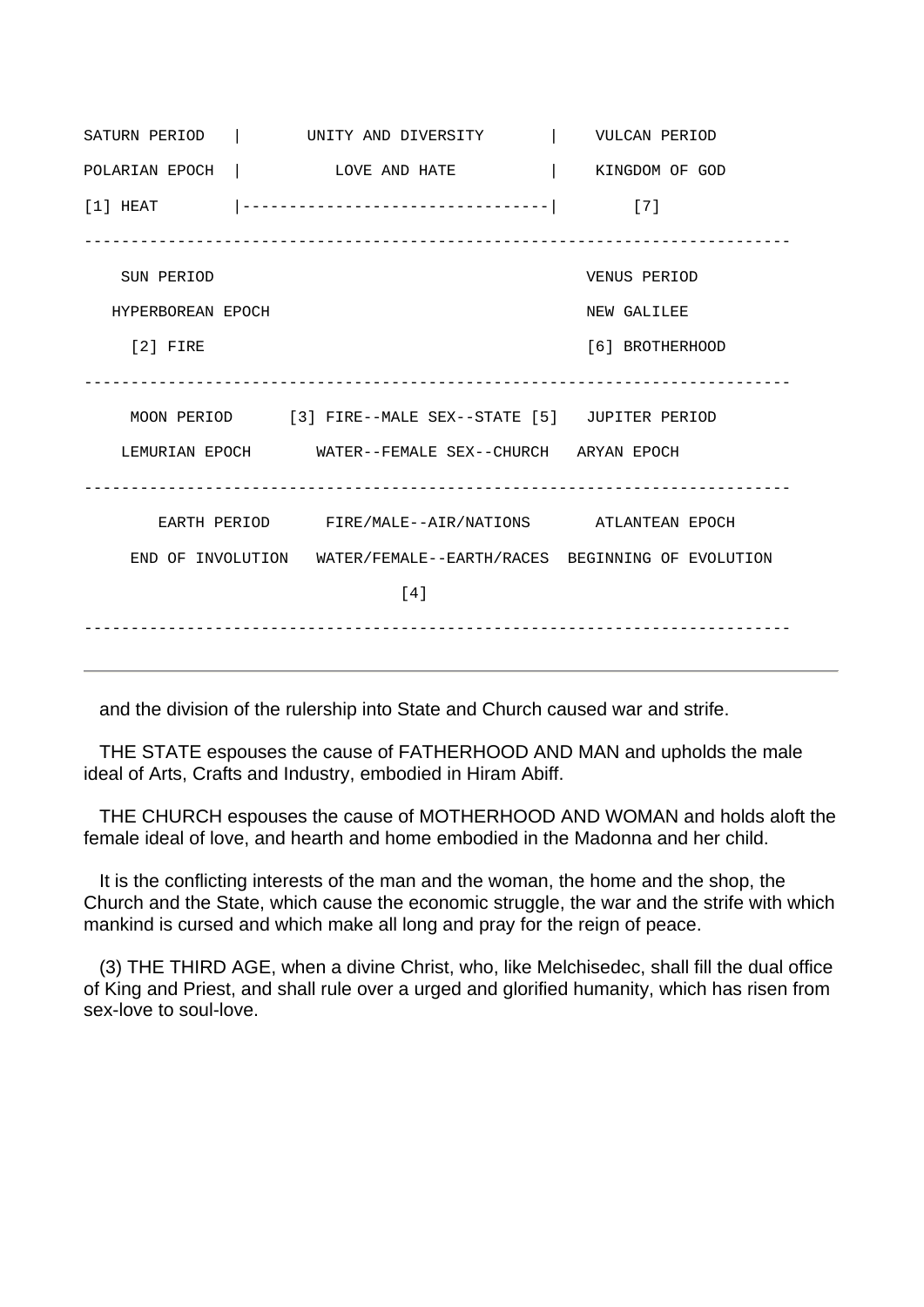```
SATURN PERIOD   |       UNITY AND DIVERSITY       |    VULCAN PERIOD
POLARIAN EPOCH  |          LOVE AND HATE          |    KINGDOM OF GOD
[1] HEAT        |---------------------------------|        [7]
---------------------------------------------------------------------------
    SUN PERIOD                                            VENUS PERIOD
   HYPERBOREAN EPOCH                                      NEW GALILEE
    [2] FIRE                                              [6] BROTHERHOOD
---------------------------------------------------------------------------
     MOON PERIOD      [3] FIRE--MALE SEX--STATE [5]   JUPITER PERIOD
    LEMURIAN EPOCH       WATER--FEMALE SEX--CHURCH   ARYAN EPOCH
---------------------------------------------------------------------------
        EARTH PERIOD      FIRE/MALE--AIR/NATIONS       ATLANTEAN EPOCH
     END OF INVOLUTION   WATER/FEMALE--EARTH/RACES  BEGINNING OF EVOLUTION
                                  [4]
---------------------------------------------------------------------------
```

---

and the division of the rulership into State and Church caused war and strife.

THE STATE espouses the cause of FATHERHOOD AND MAN and upholds the male ideal of Arts, Crafts and Industry, embodied in Hiram Abiff.

THE CHURCH espouses the cause of MOTHERHOOD AND WOMAN and holds aloft the female ideal of love, and hearth and home embodied in the Madonna and her child.

It is the conflicting interests of the man and the woman, the home and the shop, the Church and the State, which cause the economic struggle, the war and the strife with which mankind is cursed and which make all long and pray for the reign of peace.

(3) THE THIRD AGE, when a divine Christ, who, like Melchisedec, shall fill the dual office of King and Priest, and shall rule over a urged and glorified humanity, which has risen from sex-love to soul-love.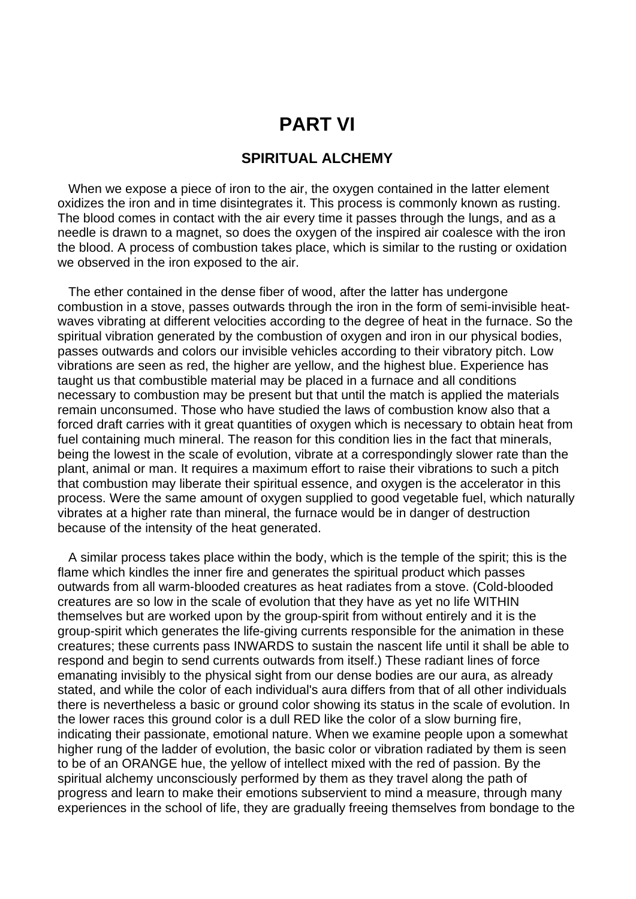# PART VI

## SPIRITUAL ALCHEMY

When we expose a piece of iron to the air, the oxygen contained in the latter element oxidizes the iron and in time disintegrates it. This process is commonly known as rusting. The blood comes in contact with the air every time it passes through the lungs, and as a needle is drawn to a magnet, so does the oxygen of the inspired air coalesce with the iron the blood. A process of combustion takes place, which is similar to the rusting or oxidation we observed in the iron exposed to the air.

The ether contained in the dense fiber of wood, after the latter has undergone combustion in a stove, passes outwards through the iron in the form of semi-invisible heat-waves vibrating at different velocities according to the degree of heat in the furnace. So the spiritual vibration generated by the combustion of oxygen and iron in our physical bodies, passes outwards and colors our invisible vehicles according to their vibratory pitch. Low vibrations are seen as red, the higher are yellow, and the highest blue. Experience has taught us that combustible material may be placed in a furnace and all conditions necessary to combustion may be present but that until the match is applied the materials remain unconsumed. Those who have studied the laws of combustion know also that a forced draft carries with it great quantities of oxygen which is necessary to obtain heat from fuel containing much mineral. The reason for this condition lies in the fact that minerals, being the lowest in the scale of evolution, vibrate at a correspondingly slower rate than the plant, animal or man. It requires a maximum effort to raise their vibrations to such a pitch that combustion may liberate their spiritual essence, and oxygen is the accelerator in this process. Were the same amount of oxygen supplied to good vegetable fuel, which naturally vibrates at a higher rate than mineral, the furnace would be in danger of destruction because of the intensity of the heat generated.

A similar process takes place within the body, which is the temple of the spirit; this is the flame which kindles the inner fire and generates the spiritual product which passes outwards from all warm-blooded creatures as heat radiates from a stove. (Cold-blooded creatures are so low in the scale of evolution that they have as yet no life WITHIN themselves but are worked upon by the group-spirit from without entirely and it is the group-spirit which generates the life-giving currents responsible for the animation in these creatures; these currents pass INWARDS to sustain the nascent life until it shall be able to respond and begin to send currents outwards from itself.) These radiant lines of force emanating invisibly to the physical sight from our dense bodies are our aura, as already stated, and while the color of each individual's aura differs from that of all other individuals there is nevertheless a basic or ground color showing its status in the scale of evolution. In the lower races this ground color is a dull RED like the color of a slow burning fire, indicating their passionate, emotional nature. When we examine people upon a somewhat higher rung of the ladder of evolution, the basic color or vibration radiated by them is seen to be of an ORANGE hue, the yellow of intellect mixed with the red of passion. By the spiritual alchemy unconsciously performed by them as they travel along the path of progress and learn to make their emotions subservient to mind a measure, through many experiences in the school of life, they are gradually freeing themselves from bondage to the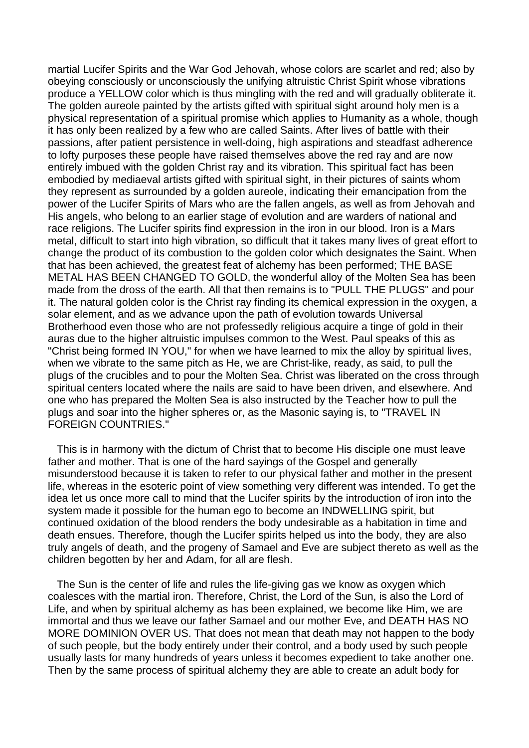martial Lucifer Spirits and the War God Jehovah, whose colors are scarlet and red; also by obeying consciously or unconsciously the unifying altruistic Christ Spirit whose vibrations produce a YELLOW color which is thus mingling with the red and will gradually obliterate it. The golden aureole painted by the artists gifted with spiritual sight around holy men is a physical representation of a spiritual promise which applies to Humanity as a whole, though it has only been realized by a few who are called Saints. After lives of battle with their passions, after patient persistence in well-doing, high aspirations and steadfast adherence to lofty purposes these people have raised themselves above the red ray and are now entirely imbued with the golden Christ ray and its vibration. This spiritual fact has been embodied by mediaeval artists gifted with spiritual sight, in their pictures of saints whom they represent as surrounded by a golden aureole, indicating their emancipation from the power of the Lucifer Spirits of Mars who are the fallen angels, as well as from Jehovah and His angels, who belong to an earlier stage of evolution and are warders of national and race religions. The Lucifer spirits find expression in the iron in our blood. Iron is a Mars metal, difficult to start into high vibration, so difficult that it takes many lives of great effort to change the product of its combustion to the golden color which designates the Saint. When that has been achieved, the greatest feat of alchemy has been performed; THE BASE METAL HAS BEEN CHANGED TO GOLD, the wonderful alloy of the Molten Sea has been made from the dross of the earth. All that then remains is to "PULL THE PLUGS" and pour it. The natural golden color is the Christ ray finding its chemical expression in the oxygen, a solar element, and as we advance upon the path of evolution towards Universal Brotherhood even those who are not professedly religious acquire a tinge of gold in their auras due to the higher altruistic impulses common to the West. Paul speaks of this as "Christ being formed IN YOU," for when we have learned to mix the alloy by spiritual lives, when we vibrate to the same pitch as He, we are Christ-like, ready, as said, to pull the plugs of the crucibles and to pour the Molten Sea. Christ was liberated on the cross through spiritual centers located where the nails are said to have been driven, and elsewhere. And one who has prepared the Molten Sea is also instructed by the Teacher how to pull the plugs and soar into the higher spheres or, as the Masonic saying is, to "TRAVEL IN FOREIGN COUNTRIES."

This is in harmony with the dictum of Christ that to become His disciple one must leave father and mother. That is one of the hard sayings of the Gospel and generally misunderstood because it is taken to refer to our physical father and mother in the present life, whereas in the esoteric point of view something very different was intended. To get the idea let us once more call to mind that the Lucifer spirits by the introduction of iron into the system made it possible for the human ego to become an INDWELLING spirit, but continued oxidation of the blood renders the body undesirable as a habitation in time and death ensues. Therefore, though the Lucifer spirits helped us into the body, they are also truly angels of death, and the progeny of Samael and Eve are subject thereto as well as the children begotten by her and Adam, for all are flesh.

The Sun is the center of life and rules the life-giving gas we know as oxygen which coalesces with the martial iron. Therefore, Christ, the Lord of the Sun, is also the Lord of Life, and when by spiritual alchemy as has been explained, we become like Him, we are immortal and thus we leave our father Samael and our mother Eve, and DEATH HAS NO MORE DOMINION OVER US. That does not mean that death may not happen to the body of such people, but the body entirely under their control, and a body used by such people usually lasts for many hundreds of years unless it becomes expedient to take another one. Then by the same process of spiritual alchemy they are able to create an adult body for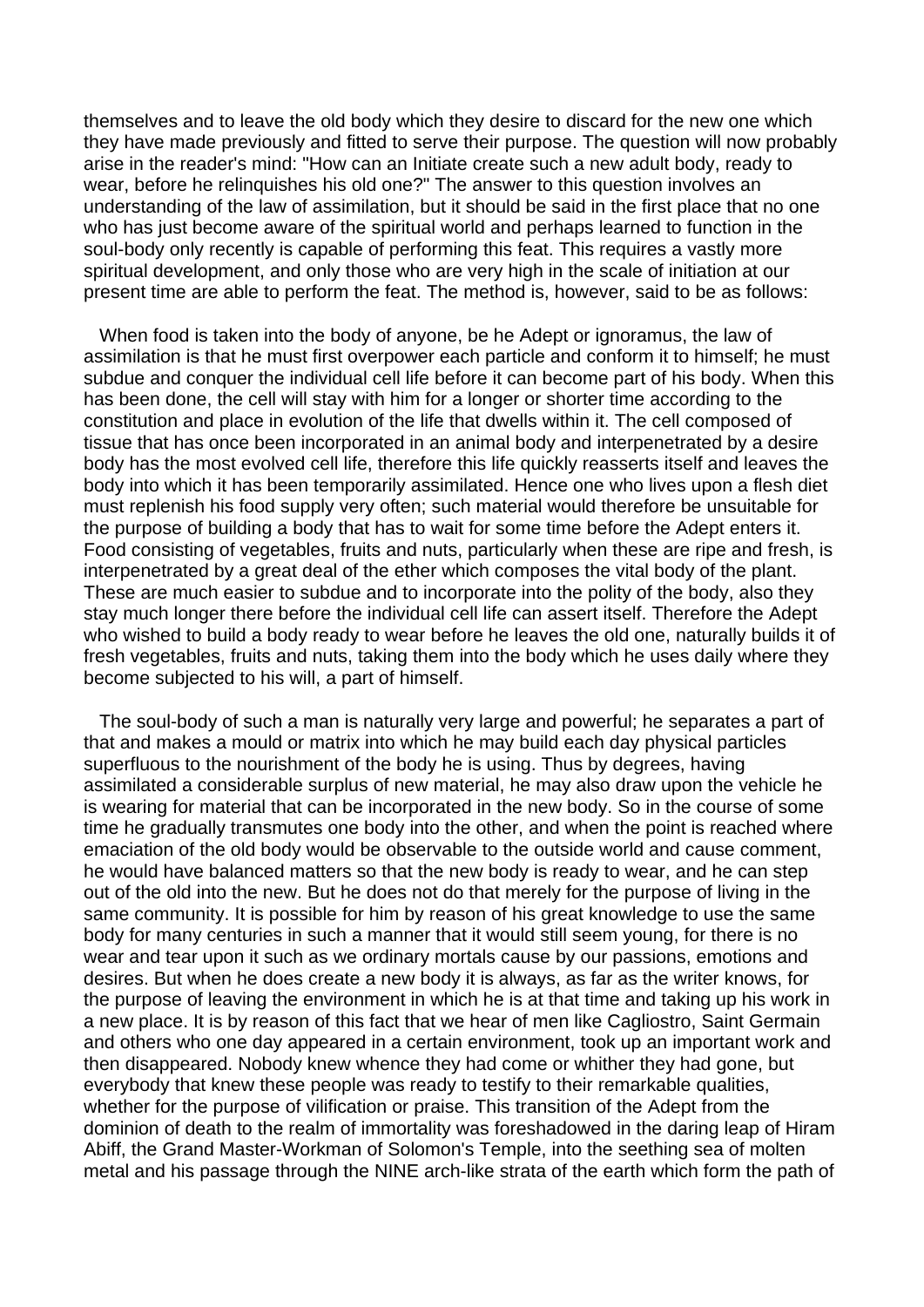themselves and to leave the old body which they desire to discard for the new one which they have made previously and fitted to serve their purpose. The question will now probably arise in the reader's mind: "How can an Initiate create such a new adult body, ready to wear, before he relinquishes his old one?" The answer to this question involves an understanding of the law of assimilation, but it should be said in the first place that no one who has just become aware of the spiritual world and perhaps learned to function in the soul-body only recently is capable of performing this feat. This requires a vastly more spiritual development, and only those who are very high in the scale of initiation at our present time are able to perform the feat. The method is, however, said to be as follows:

When food is taken into the body of anyone, be he Adept or ignoramus, the law of assimilation is that he must first overpower each particle and conform it to himself; he must subdue and conquer the individual cell life before it can become part of his body. When this has been done, the cell will stay with him for a longer or shorter time according to the constitution and place in evolution of the life that dwells within it. The cell composed of tissue that has once been incorporated in an animal body and interpenetrated by a desire body has the most evolved cell life, therefore this life quickly reasserts itself and leaves the body into which it has been temporarily assimilated. Hence one who lives upon a flesh diet must replenish his food supply very often; such material would therefore be unsuitable for the purpose of building a body that has to wait for some time before the Adept enters it. Food consisting of vegetables, fruits and nuts, particularly when these are ripe and fresh, is interpenetrated by a great deal of the ether which composes the vital body of the plant. These are much easier to subdue and to incorporate into the polity of the body, also they stay much longer there before the individual cell life can assert itself. Therefore the Adept who wished to build a body ready to wear before he leaves the old one, naturally builds it of fresh vegetables, fruits and nuts, taking them into the body which he uses daily where they become subjected to his will, a part of himself.

The soul-body of such a man is naturally very large and powerful; he separates a part of that and makes a mould or matrix into which he may build each day physical particles superfluous to the nourishment of the body he is using. Thus by degrees, having assimilated a considerable surplus of new material, he may also draw upon the vehicle he is wearing for material that can be incorporated in the new body. So in the course of some time he gradually transmutes one body into the other, and when the point is reached where emaciation of the old body would be observable to the outside world and cause comment, he would have balanced matters so that the new body is ready to wear, and he can step out of the old into the new. But he does not do that merely for the purpose of living in the same community. It is possible for him by reason of his great knowledge to use the same body for many centuries in such a manner that it would still seem young, for there is no wear and tear upon it such as we ordinary mortals cause by our passions, emotions and desires. But when he does create a new body it is always, as far as the writer knows, for the purpose of leaving the environment in which he is at that time and taking up his work in a new place. It is by reason of this fact that we hear of men like Cagliostro, Saint Germain and others who one day appeared in a certain environment, took up an important work and then disappeared. Nobody knew whence they had come or whither they had gone, but everybody that knew these people was ready to testify to their remarkable qualities, whether for the purpose of vilification or praise. This transition of the Adept from the dominion of death to the realm of immortality was foreshadowed in the daring leap of Hiram Abiff, the Grand Master-Workman of Solomon's Temple, into the seething sea of molten metal and his passage through the NINE arch-like strata of the earth which form the path of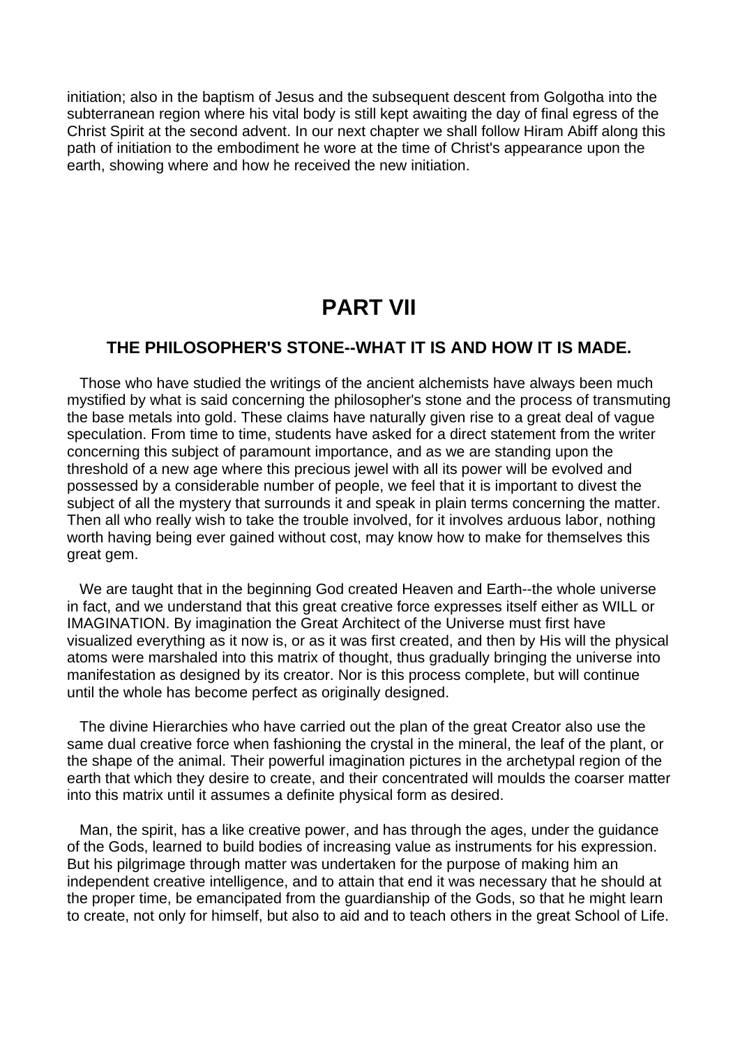initiation; also in the baptism of Jesus and the subsequent descent from Golgotha into the subterranean region where his vital body is still kept awaiting the day of final egress of the Christ Spirit at the second advent. In our next chapter we shall follow Hiram Abiff along this path of initiation to the embodiment he wore at the time of Christ's appearance upon the earth, showing where and how he received the new initiation.

# PART VII

### THE PHILOSOPHER'S STONE--WHAT IT IS AND HOW IT IS MADE.

Those who have studied the writings of the ancient alchemists have always been much mystified by what is said concerning the philosopher's stone and the process of transmuting the base metals into gold. These claims have naturally given rise to a great deal of vague speculation. From time to time, students have asked for a direct statement from the writer concerning this subject of paramount importance, and as we are standing upon the threshold of a new age where this precious jewel with all its power will be evolved and possessed by a considerable number of people, we feel that it is important to divest the subject of all the mystery that surrounds it and speak in plain terms concerning the matter. Then all who really wish to take the trouble involved, for it involves arduous labor, nothing worth having being ever gained without cost, may know how to make for themselves this great gem.

We are taught that in the beginning God created Heaven and Earth--the whole universe in fact, and we understand that this great creative force expresses itself either as WILL or IMAGINATION. By imagination the Great Architect of the Universe must first have visualized everything as it now is, or as it was first created, and then by His will the physical atoms were marshaled into this matrix of thought, thus gradually bringing the universe into manifestation as designed by its creator. Nor is this process complete, but will continue until the whole has become perfect as originally designed.

The divine Hierarchies who have carried out the plan of the great Creator also use the same dual creative force when fashioning the crystal in the mineral, the leaf of the plant, or the shape of the animal. Their powerful imagination pictures in the archetypal region of the earth that which they desire to create, and their concentrated will moulds the coarser matter into this matrix until it assumes a definite physical form as desired.

Man, the spirit, has a like creative power, and has through the ages, under the guidance of the Gods, learned to build bodies of increasing value as instruments for his expression. But his pilgrimage through matter was undertaken for the purpose of making him an independent creative intelligence, and to attain that end it was necessary that he should at the proper time, be emancipated from the guardianship of the Gods, so that he might learn to create, not only for himself, but also to aid and to teach others in the great School of Life.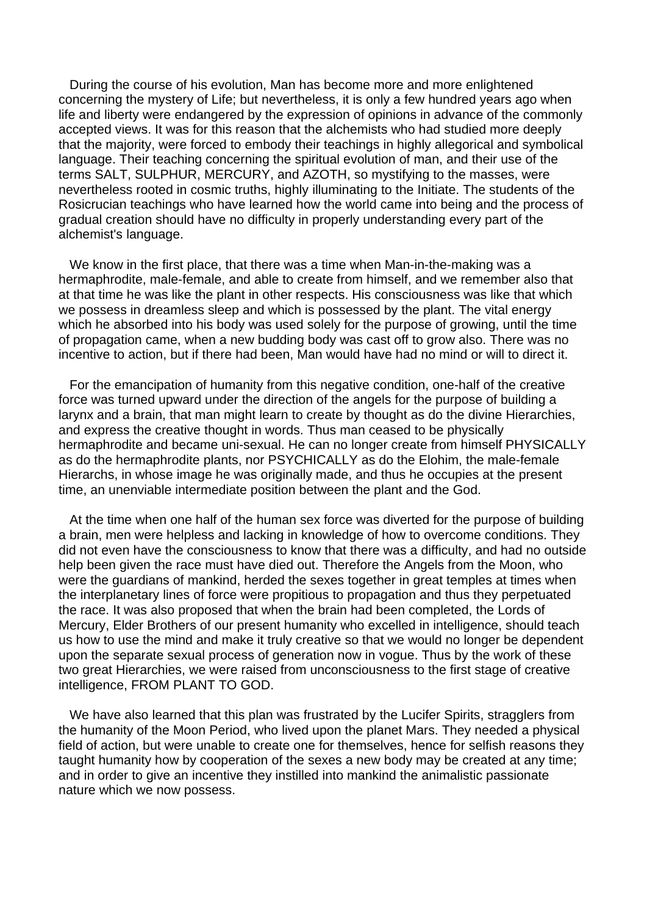During the course of his evolution, Man has become more and more enlightened concerning the mystery of Life; but nevertheless, it is only a few hundred years ago when life and liberty were endangered by the expression of opinions in advance of the commonly accepted views. It was for this reason that the alchemists who had studied more deeply that the majority, were forced to embody their teachings in highly allegorical and symbolical language. Their teaching concerning the spiritual evolution of man, and their use of the terms SALT, SULPHUR, MERCURY, and AZOTH, so mystifying to the masses, were nevertheless rooted in cosmic truths, highly illuminating to the Initiate. The students of the Rosicrucian teachings who have learned how the world came into being and the process of gradual creation should have no difficulty in properly understanding every part of the alchemist's language.

We know in the first place, that there was a time when Man-in-the-making was a hermaphrodite, male-female, and able to create from himself, and we remember also that at that time he was like the plant in other respects. His consciousness was like that which we possess in dreamless sleep and which is possessed by the plant. The vital energy which he absorbed into his body was used solely for the purpose of growing, until the time of propagation came, when a new budding body was cast off to grow also. There was no incentive to action, but if there had been, Man would have had no mind or will to direct it.

For the emancipation of humanity from this negative condition, one-half of the creative force was turned upward under the direction of the angels for the purpose of building a larynx and a brain, that man might learn to create by thought as do the divine Hierarchies, and express the creative thought in words. Thus man ceased to be physically hermaphrodite and became uni-sexual. He can no longer create from himself PHYSICALLY as do the hermaphrodite plants, nor PSYCHICALLY as do the Elohim, the male-female Hierarchs, in whose image he was originally made, and thus he occupies at the present time, an unenviable intermediate position between the plant and the God.

At the time when one half of the human sex force was diverted for the purpose of building a brain, men were helpless and lacking in knowledge of how to overcome conditions. They did not even have the consciousness to know that there was a difficulty, and had no outside help been given the race must have died out. Therefore the Angels from the Moon, who were the guardians of mankind, herded the sexes together in great temples at times when the interplanetary lines of force were propitious to propagation and thus they perpetuated the race. It was also proposed that when the brain had been completed, the Lords of Mercury, Elder Brothers of our present humanity who excelled in intelligence, should teach us how to use the mind and make it truly creative so that we would no longer be dependent upon the separate sexual process of generation now in vogue. Thus by the work of these two great Hierarchies, we were raised from unconsciousness to the first stage of creative intelligence, FROM PLANT TO GOD.

We have also learned that this plan was frustrated by the Lucifer Spirits, stragglers from the humanity of the Moon Period, who lived upon the planet Mars. They needed a physical field of action, but were unable to create one for themselves, hence for selfish reasons they taught humanity how by cooperation of the sexes a new body may be created at any time; and in order to give an incentive they instilled into mankind the animalistic passionate nature which we now possess.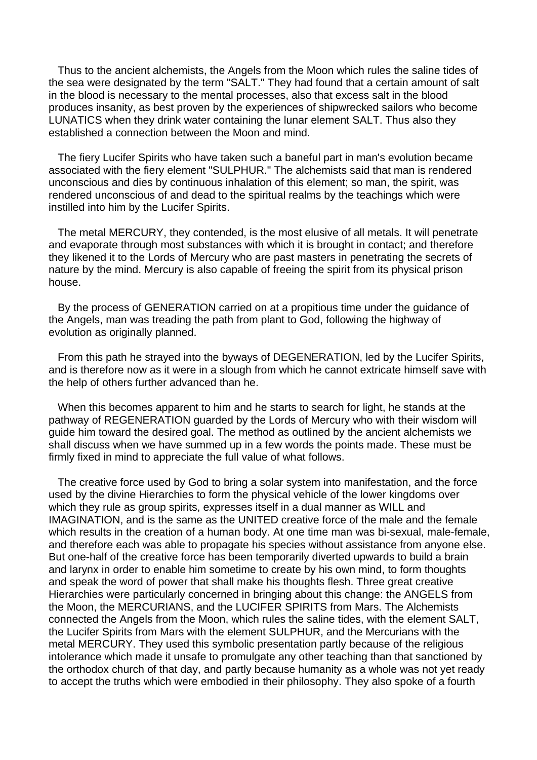Thus to the ancient alchemists, the Angels from the Moon which rules the saline tides of the sea were designated by the term "SALT." They had found that a certain amount of salt in the blood is necessary to the mental processes, also that excess salt in the blood produces insanity, as best proven by the experiences of shipwrecked sailors who become LUNATICS when they drink water containing the lunar element SALT. Thus also they established a connection between the Moon and mind.

The fiery Lucifer Spirits who have taken such a baneful part in man's evolution became associated with the fiery element "SULPHUR." The alchemists said that man is rendered unconscious and dies by continuous inhalation of this element; so man, the spirit, was rendered unconscious of and dead to the spiritual realms by the teachings which were instilled into him by the Lucifer Spirits.

The metal MERCURY, they contended, is the most elusive of all metals. It will penetrate and evaporate through most substances with which it is brought in contact; and therefore they likened it to the Lords of Mercury who are past masters in penetrating the secrets of nature by the mind. Mercury is also capable of freeing the spirit from its physical prison house.

By the process of GENERATION carried on at a propitious time under the guidance of the Angels, man was treading the path from plant to God, following the highway of evolution as originally planned.

From this path he strayed into the byways of DEGENERATION, led by the Lucifer Spirits, and is therefore now as it were in a slough from which he cannot extricate himself save with the help of others further advanced than he.

When this becomes apparent to him and he starts to search for light, he stands at the pathway of REGENERATION guarded by the Lords of Mercury who with their wisdom will guide him toward the desired goal. The method as outlined by the ancient alchemists we shall discuss when we have summed up in a few words the points made. These must be firmly fixed in mind to appreciate the full value of what follows.

The creative force used by God to bring a solar system into manifestation, and the force used by the divine Hierarchies to form the physical vehicle of the lower kingdoms over which they rule as group spirits, expresses itself in a dual manner as WILL and IMAGINATION, and is the same as the UNITED creative force of the male and the female which results in the creation of a human body. At one time man was bi-sexual, male-female, and therefore each was able to propagate his species without assistance from anyone else. But one-half of the creative force has been temporarily diverted upwards to build a brain and larynx in order to enable him sometime to create by his own mind, to form thoughts and speak the word of power that shall make his thoughts flesh. Three great creative Hierarchies were particularly concerned in bringing about this change: the ANGELS from the Moon, the MERCURIANS, and the LUCIFER SPIRITS from Mars. The Alchemists connected the Angels from the Moon, which rules the saline tides, with the element SALT, the Lucifer Spirits from Mars with the element SULPHUR, and the Mercurians with the metal MERCURY. They used this symbolic presentation partly because of the religious intolerance which made it unsafe to promulgate any other teaching than that sanctioned by the orthodox church of that day, and partly because humanity as a whole was not yet ready to accept the truths which were embodied in their philosophy. They also spoke of a fourth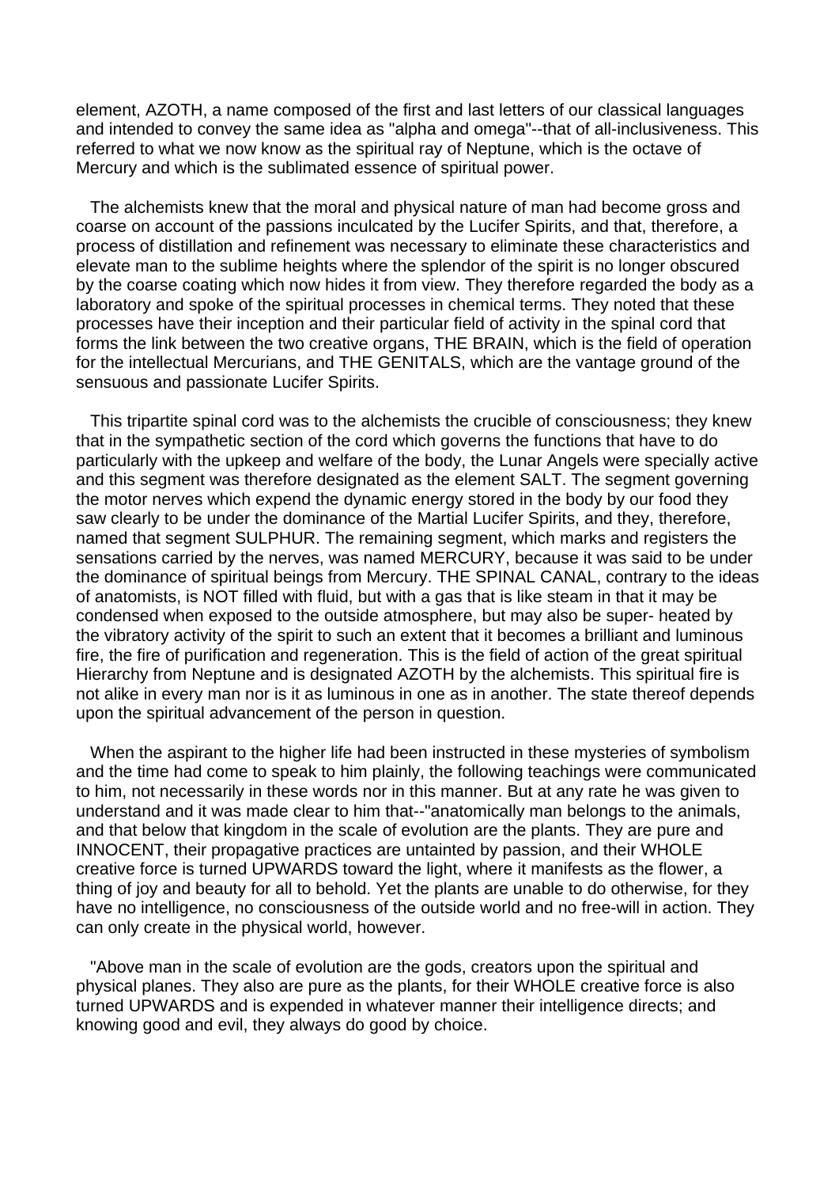element, AZOTH, a name composed of the first and last letters of our classical languages and intended to convey the same idea as "alpha and omega"--that of all-inclusiveness. This referred to what we now know as the spiritual ray of Neptune, which is the octave of Mercury and which is the sublimated essence of spiritual power.

The alchemists knew that the moral and physical nature of man had become gross and coarse on account of the passions inculcated by the Lucifer Spirits, and that, therefore, a process of distillation and refinement was necessary to eliminate these characteristics and elevate man to the sublime heights where the splendor of the spirit is no longer obscured by the coarse coating which now hides it from view. They therefore regarded the body as a laboratory and spoke of the spiritual processes in chemical terms. They noted that these processes have their inception and their particular field of activity in the spinal cord that forms the link between the two creative organs, THE BRAIN, which is the field of operation for the intellectual Mercurians, and THE GENITALS, which are the vantage ground of the sensuous and passionate Lucifer Spirits.

This tripartite spinal cord was to the alchemists the crucible of consciousness; they knew that in the sympathetic section of the cord which governs the functions that have to do particularly with the upkeep and welfare of the body, the Lunar Angels were specially active and this segment was therefore designated as the element SALT. The segment governing the motor nerves which expend the dynamic energy stored in the body by our food they saw clearly to be under the dominance of the Martial Lucifer Spirits, and they, therefore, named that segment SULPHUR. The remaining segment, which marks and registers the sensations carried by the nerves, was named MERCURY, because it was said to be under the dominance of spiritual beings from Mercury. THE SPINAL CANAL, contrary to the ideas of anatomists, is NOT filled with fluid, but with a gas that is like steam in that it may be condensed when exposed to the outside atmosphere, but may also be super- heated by the vibratory activity of the spirit to such an extent that it becomes a brilliant and luminous fire, the fire of purification and regeneration. This is the field of action of the great spiritual Hierarchy from Neptune and is designated AZOTH by the alchemists. This spiritual fire is not alike in every man nor is it as luminous in one as in another. The state thereof depends upon the spiritual advancement of the person in question.

When the aspirant to the higher life had been instructed in these mysteries of symbolism and the time had come to speak to him plainly, the following teachings were communicated to him, not necessarily in these words nor in this manner. But at any rate he was given to understand and it was made clear to him that--"anatomically man belongs to the animals, and that below that kingdom in the scale of evolution are the plants. They are pure and INNOCENT, their propagative practices are untainted by passion, and their WHOLE creative force is turned UPWARDS toward the light, where it manifests as the flower, a thing of joy and beauty for all to behold. Yet the plants are unable to do otherwise, for they have no intelligence, no consciousness of the outside world and no free-will in action. They can only create in the physical world, however.

"Above man in the scale of evolution are the gods, creators upon the spiritual and physical planes. They also are pure as the plants, for their WHOLE creative force is also turned UPWARDS and is expended in whatever manner their intelligence directs; and knowing good and evil, they always do good by choice.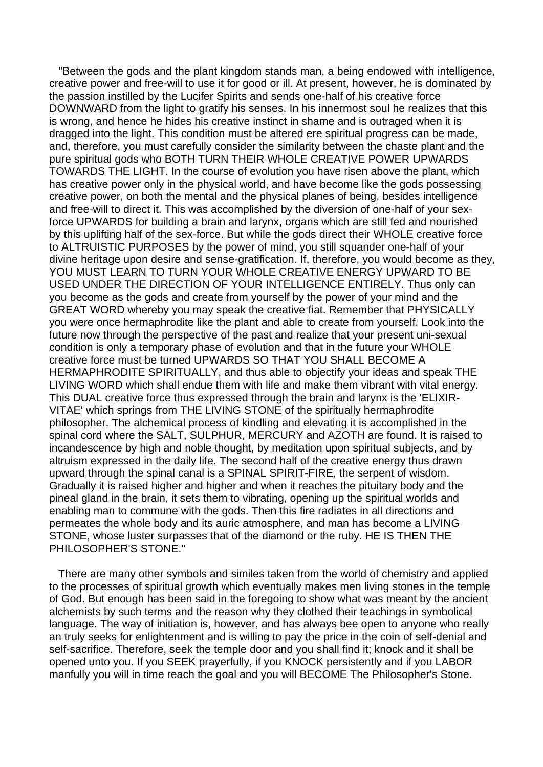"Between the gods and the plant kingdom stands man, a being endowed with intelligence, creative power and free-will to use it for good or ill. At present, however, he is dominated by the passion instilled by the Lucifer Spirits and sends one-half of his creative force DOWNWARD from the light to gratify his senses. In his innermost soul he realizes that this is wrong, and hence he hides his creative instinct in shame and is outraged when it is dragged into the light. This condition must be altered ere spiritual progress can be made, and, therefore, you must carefully consider the similarity between the chaste plant and the pure spiritual gods who BOTH TURN THEIR WHOLE CREATIVE POWER UPWARDS TOWARDS THE LIGHT. In the course of evolution you have risen above the plant, which has creative power only in the physical world, and have become like the gods possessing creative power, on both the mental and the physical planes of being, besides intelligence and free-will to direct it. This was accomplished by the diversion of one-half of your sex-force UPWARDS for building a brain and larynx, organs which are still fed and nourished by this uplifting half of the sex-force. But while the gods direct their WHOLE creative force to ALTRUISTIC PURPOSES by the power of mind, you still squander one-half of your divine heritage upon desire and sense-gratification. If, therefore, you would become as they, YOU MUST LEARN TO TURN YOUR WHOLE CREATIVE ENERGY UPWARD TO BE USED UNDER THE DIRECTION OF YOUR INTELLIGENCE ENTIRELY. Thus only can you become as the gods and create from yourself by the power of your mind and the GREAT WORD whereby you may speak the creative fiat. Remember that PHYSICALLY you were once hermaphrodite like the plant and able to create from yourself. Look into the future now through the perspective of the past and realize that your present uni-sexual condition is only a temporary phase of evolution and that in the future your WHOLE creative force must be turned UPWARDS SO THAT YOU SHALL BECOME A HERMAPHRODITE SPIRITUALLY, and thus able to objectify your ideas and speak THE LIVING WORD which shall endue them with life and make them vibrant with vital energy. This DUAL creative force thus expressed through the brain and larynx is the 'ELIXIR-VITAE' which springs from THE LIVING STONE of the spiritually hermaphrodite philosopher. The alchemical process of kindling and elevating it is accomplished in the spinal cord where the SALT, SULPHUR, MERCURY and AZOTH are found. It is raised to incandescence by high and noble thought, by meditation upon spiritual subjects, and by altruism expressed in the daily life. The second half of the creative energy thus drawn upward through the spinal canal is a SPINAL SPIRIT-FIRE, the serpent of wisdom. Gradually it is raised higher and higher and when it reaches the pituitary body and the pineal gland in the brain, it sets them to vibrating, opening up the spiritual worlds and enabling man to commune with the gods. Then this fire radiates in all directions and permeates the whole body and its auric atmosphere, and man has become a LIVING STONE, whose luster surpasses that of the diamond or the ruby. HE IS THEN THE PHILOSOPHER'S STONE."

There are many other symbols and similes taken from the world of chemistry and applied to the processes of spiritual growth which eventually makes men living stones in the temple of God. But enough has been said in the foregoing to show what was meant by the ancient alchemists by such terms and the reason why they clothed their teachings in symbolical language. The way of initiation is, however, and has always bee open to anyone who really an truly seeks for enlightenment and is willing to pay the price in the coin of self-denial and self-sacrifice. Therefore, seek the temple door and you shall find it; knock and it shall be opened unto you. If you SEEK prayerfully, if you KNOCK persistently and if you LABOR manfully you will in time reach the goal and you will BECOME The Philosopher's Stone.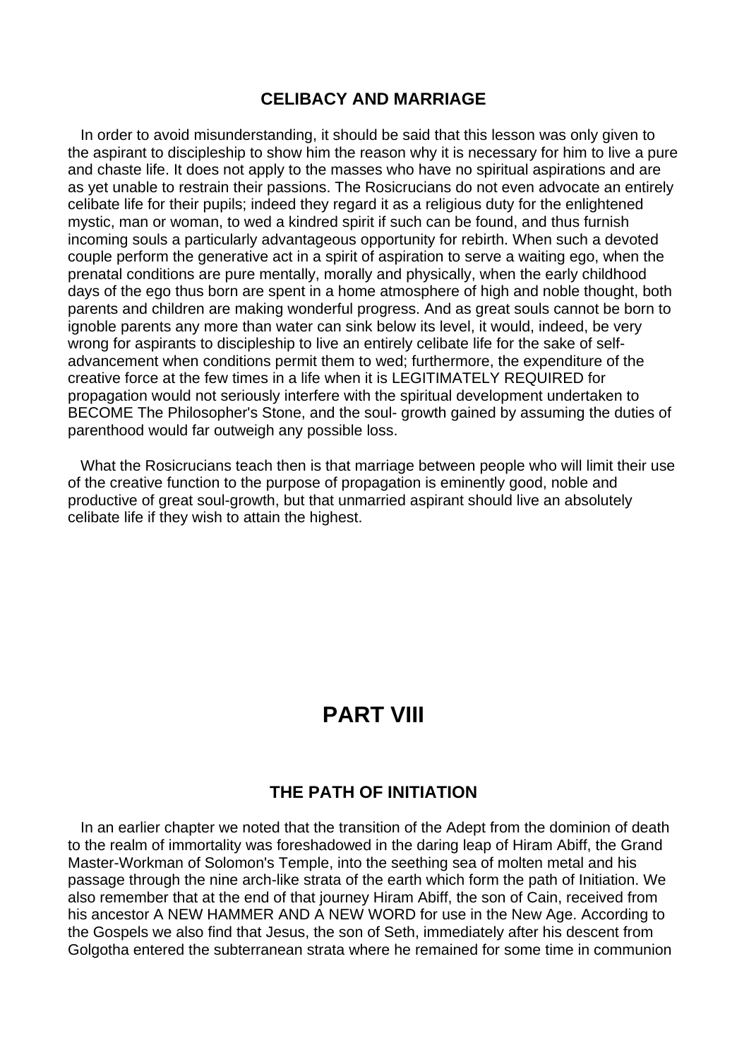## CELIBACY AND MARRIAGE

In order to avoid misunderstanding, it should be said that this lesson was only given to the aspirant to discipleship to show him the reason why it is necessary for him to live a pure and chaste life. It does not apply to the masses who have no spiritual aspirations and are as yet unable to restrain their passions. The Rosicrucians do not even advocate an entirely celibate life for their pupils; indeed they regard it as a religious duty for the enlightened mystic, man or woman, to wed a kindred spirit if such can be found, and thus furnish incoming souls a particularly advantageous opportunity for rebirth. When such a devoted couple perform the generative act in a spirit of aspiration to serve a waiting ego, when the prenatal conditions are pure mentally, morally and physically, when the early childhood days of the ego thus born are spent in a home atmosphere of high and noble thought, both parents and children are making wonderful progress. And as great souls cannot be born to ignoble parents any more than water can sink below its level, it would, indeed, be very wrong for aspirants to discipleship to live an entirely celibate life for the sake of self-advancement when conditions permit them to wed; furthermore, the expenditure of the creative force at the few times in a life when it is LEGITIMATELY REQUIRED for propagation would not seriously interfere with the spiritual development undertaken to BECOME The Philosopher's Stone, and the soul- growth gained by assuming the duties of parenthood would far outweigh any possible loss.

What the Rosicrucians teach then is that marriage between people who will limit their use of the creative function to the purpose of propagation is eminently good, noble and productive of great soul-growth, but that unmarried aspirant should live an absolutely celibate life if they wish to attain the highest.

# PART VIII

## THE PATH OF INITIATION

In an earlier chapter we noted that the transition of the Adept from the dominion of death to the realm of immortality was foreshadowed in the daring leap of Hiram Abiff, the Grand Master-Workman of Solomon's Temple, into the seething sea of molten metal and his passage through the nine arch-like strata of the earth which form the path of Initiation. We also remember that at the end of that journey Hiram Abiff, the son of Cain, received from his ancestor A NEW HAMMER AND A NEW WORD for use in the New Age. According to the Gospels we also find that Jesus, the son of Seth, immediately after his descent from Golgotha entered the subterranean strata where he remained for some time in communion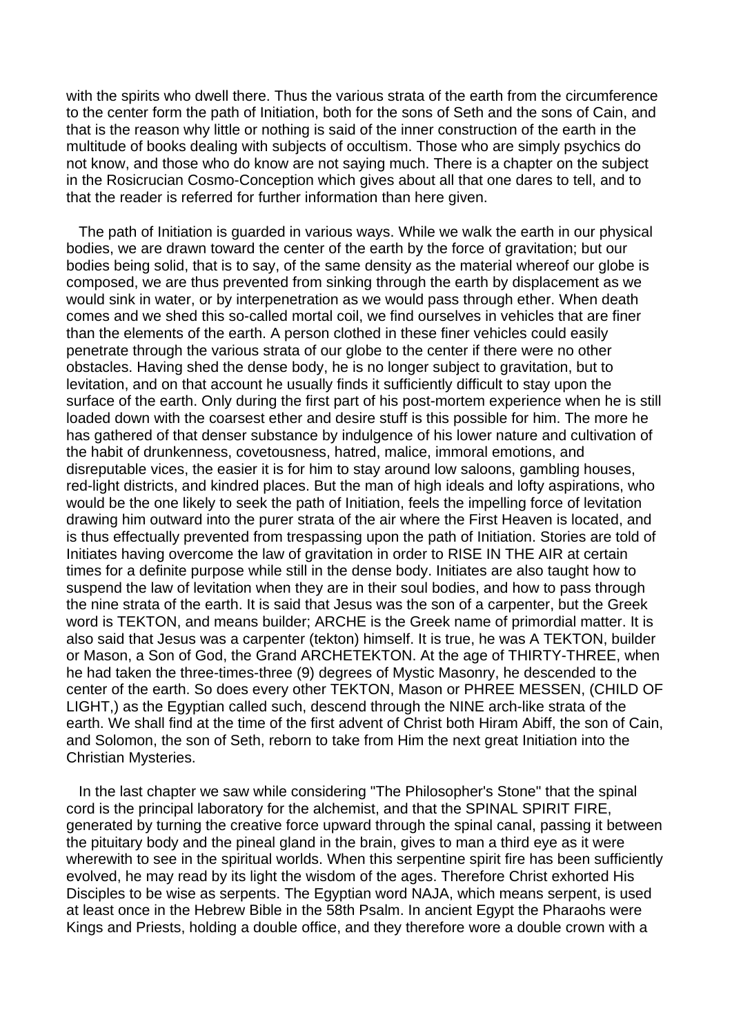with the spirits who dwell there. Thus the various strata of the earth from the circumference to the center form the path of Initiation, both for the sons of Seth and the sons of Cain, and that is the reason why little or nothing is said of the inner construction of the earth in the multitude of books dealing with subjects of occultism. Those who are simply psychics do not know, and those who do know are not saying much. There is a chapter on the subject in the Rosicrucian Cosmo-Conception which gives about all that one dares to tell, and to that the reader is referred for further information than here given.

The path of Initiation is guarded in various ways. While we walk the earth in our physical bodies, we are drawn toward the center of the earth by the force of gravitation; but our bodies being solid, that is to say, of the same density as the material whereof our globe is composed, we are thus prevented from sinking through the earth by displacement as we would sink in water, or by interpenetration as we would pass through ether. When death comes and we shed this so-called mortal coil, we find ourselves in vehicles that are finer than the elements of the earth. A person clothed in these finer vehicles could easily penetrate through the various strata of our globe to the center if there were no other obstacles. Having shed the dense body, he is no longer subject to gravitation, but to levitation, and on that account he usually finds it sufficiently difficult to stay upon the surface of the earth. Only during the first part of his post-mortem experience when he is still loaded down with the coarsest ether and desire stuff is this possible for him. The more he has gathered of that denser substance by indulgence of his lower nature and cultivation of the habit of drunkenness, covetousness, hatred, malice, immoral emotions, and disreputable vices, the easier it is for him to stay around low saloons, gambling houses, red-light districts, and kindred places. But the man of high ideals and lofty aspirations, who would be the one likely to seek the path of Initiation, feels the impelling force of levitation drawing him outward into the purer strata of the air where the First Heaven is located, and is thus effectually prevented from trespassing upon the path of Initiation. Stories are told of Initiates having overcome the law of gravitation in order to RISE IN THE AIR at certain times for a definite purpose while still in the dense body. Initiates are also taught how to suspend the law of levitation when they are in their soul bodies, and how to pass through the nine strata of the earth. It is said that Jesus was the son of a carpenter, but the Greek word is TEKTON, and means builder; ARCHE is the Greek name of primordial matter. It is also said that Jesus was a carpenter (tekton) himself. It is true, he was A TEKTON, builder or Mason, a Son of God, the Grand ARCHETEKTON. At the age of THIRTY-THREE, when he had taken the three-times-three (9) degrees of Mystic Masonry, he descended to the center of the earth. So does every other TEKTON, Mason or PHREE MESSEN, (CHILD OF LIGHT,) as the Egyptian called such, descend through the NINE arch-like strata of the earth. We shall find at the time of the first advent of Christ both Hiram Abiff, the son of Cain, and Solomon, the son of Seth, reborn to take from Him the next great Initiation into the Christian Mysteries.

In the last chapter we saw while considering "The Philosopher's Stone" that the spinal cord is the principal laboratory for the alchemist, and that the SPINAL SPIRIT FIRE, generated by turning the creative force upward through the spinal canal, passing it between the pituitary body and the pineal gland in the brain, gives to man a third eye as it were wherewith to see in the spiritual worlds. When this serpentine spirit fire has been sufficiently evolved, he may read by its light the wisdom of the ages. Therefore Christ exhorted His Disciples to be wise as serpents. The Egyptian word NAJA, which means serpent, is used at least once in the Hebrew Bible in the 58th Psalm. In ancient Egypt the Pharaohs were Kings and Priests, holding a double office, and they therefore wore a double crown with a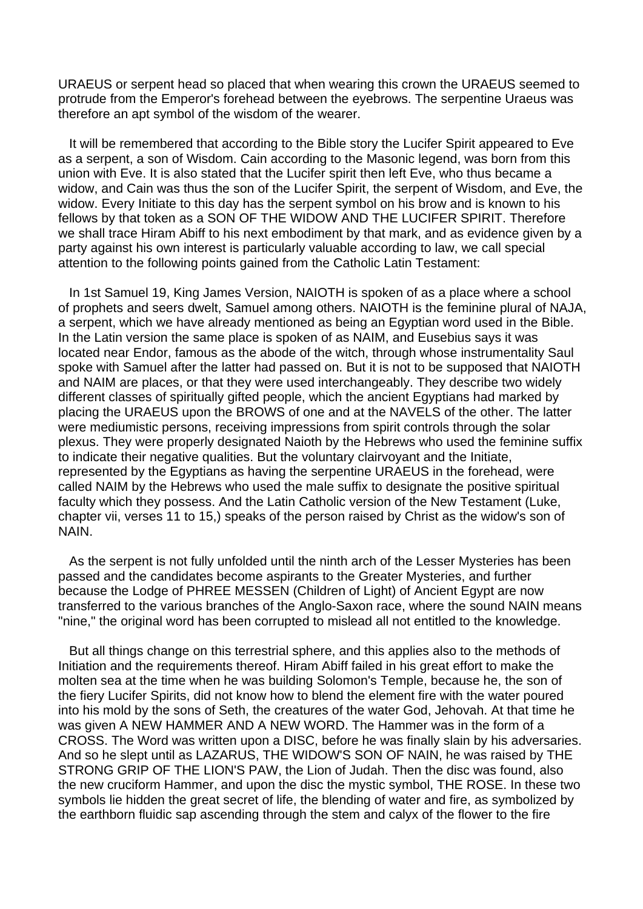URAEUS or serpent head so placed that when wearing this crown the URAEUS seemed to protrude from the Emperor's forehead between the eyebrows. The serpentine Uraeus was therefore an apt symbol of the wisdom of the wearer.

It will be remembered that according to the Bible story the Lucifer Spirit appeared to Eve as a serpent, a son of Wisdom. Cain according to the Masonic legend, was born from this union with Eve. It is also stated that the Lucifer spirit then left Eve, who thus became a widow, and Cain was thus the son of the Lucifer Spirit, the serpent of Wisdom, and Eve, the widow. Every Initiate to this day has the serpent symbol on his brow and is known to his fellows by that token as a SON OF THE WIDOW AND THE LUCIFER SPIRIT. Therefore we shall trace Hiram Abiff to his next embodiment by that mark, and as evidence given by a party against his own interest is particularly valuable according to law, we call special attention to the following points gained from the Catholic Latin Testament:

In 1st Samuel 19, King James Version, NAIOTH is spoken of as a place where a school of prophets and seers dwelt, Samuel among others. NAIOTH is the feminine plural of NAJA, a serpent, which we have already mentioned as being an Egyptian word used in the Bible. In the Latin version the same place is spoken of as NAIM, and Eusebius says it was located near Endor, famous as the abode of the witch, through whose instrumentality Saul spoke with Samuel after the latter had passed on. But it is not to be supposed that NAIOTH and NAIM are places, or that they were used interchangeably. They describe two widely different classes of spiritually gifted people, which the ancient Egyptians had marked by placing the URAEUS upon the BROWS of one and at the NAVELS of the other. The latter were mediumistic persons, receiving impressions from spirit controls through the solar plexus. They were properly designated Naioth by the Hebrews who used the feminine suffix to indicate their negative qualities. But the voluntary clairvoyant and the Initiate, represented by the Egyptians as having the serpentine URAEUS in the forehead, were called NAIM by the Hebrews who used the male suffix to designate the positive spiritual faculty which they possess. And the Latin Catholic version of the New Testament (Luke, chapter vii, verses 11 to 15,) speaks of the person raised by Christ as the widow's son of NAIN.

As the serpent is not fully unfolded until the ninth arch of the Lesser Mysteries has been passed and the candidates become aspirants to the Greater Mysteries, and further because the Lodge of PHREE MESSEN (Children of Light) of Ancient Egypt are now transferred to the various branches of the Anglo-Saxon race, where the sound NAIN means "nine," the original word has been corrupted to mislead all not entitled to the knowledge.

But all things change on this terrestrial sphere, and this applies also to the methods of Initiation and the requirements thereof. Hiram Abiff failed in his great effort to make the molten sea at the time when he was building Solomon's Temple, because he, the son of the fiery Lucifer Spirits, did not know how to blend the element fire with the water poured into his mold by the sons of Seth, the creatures of the water God, Jehovah. At that time he was given A NEW HAMMER AND A NEW WORD. The Hammer was in the form of a CROSS. The Word was written upon a DISC, before he was finally slain by his adversaries. And so he slept until as LAZARUS, THE WIDOW'S SON OF NAIN, he was raised by THE STRONG GRIP OF THE LION'S PAW, the Lion of Judah. Then the disc was found, also the new cruciform Hammer, and upon the disc the mystic symbol, THE ROSE. In these two symbols lie hidden the great secret of life, the blending of water and fire, as symbolized by the earthborn fluidic sap ascending through the stem and calyx of the flower to the fire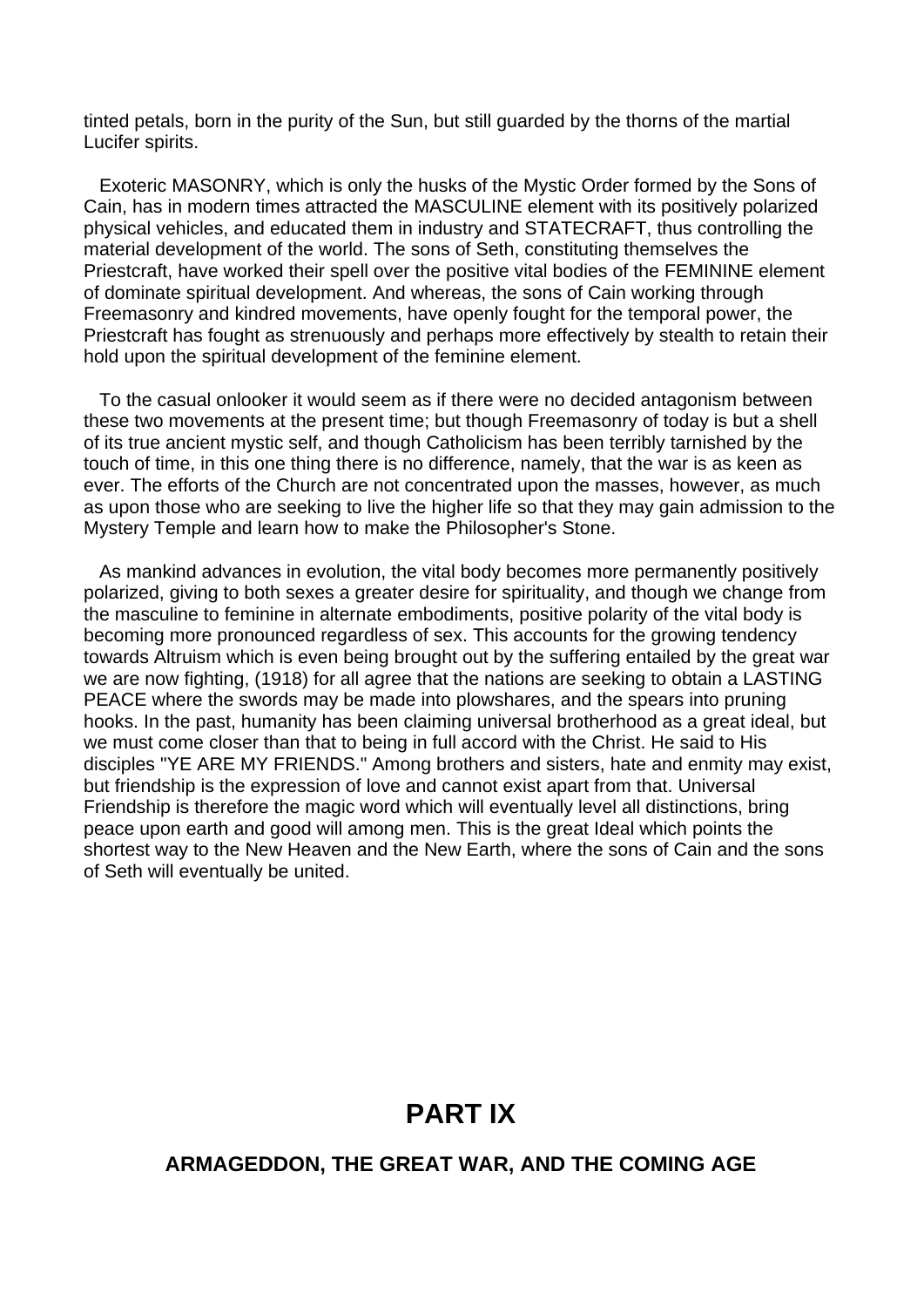tinted petals, born in the purity of the Sun, but still guarded by the thorns of the martial Lucifer spirits.

Exoteric MASONRY, which is only the husks of the Mystic Order formed by the Sons of Cain, has in modern times attracted the MASCULINE element with its positively polarized physical vehicles, and educated them in industry and STATECRAFT, thus controlling the material development of the world. The sons of Seth, constituting themselves the Priestcraft, have worked their spell over the positive vital bodies of the FEMININE element of dominate spiritual development. And whereas, the sons of Cain working through Freemasonry and kindred movements, have openly fought for the temporal power, the Priestcraft has fought as strenuously and perhaps more effectively by stealth to retain their hold upon the spiritual development of the feminine element.

To the casual onlooker it would seem as if there were no decided antagonism between these two movements at the present time; but though Freemasonry of today is but a shell of its true ancient mystic self, and though Catholicism has been terribly tarnished by the touch of time, in this one thing there is no difference, namely, that the war is as keen as ever. The efforts of the Church are not concentrated upon the masses, however, as much as upon those who are seeking to live the higher life so that they may gain admission to the Mystery Temple and learn how to make the Philosopher's Stone.

As mankind advances in evolution, the vital body becomes more permanently positively polarized, giving to both sexes a greater desire for spirituality, and though we change from the masculine to feminine in alternate embodiments, positive polarity of the vital body is becoming more pronounced regardless of sex. This accounts for the growing tendency towards Altruism which is even being brought out by the suffering entailed by the great war we are now fighting, (1918) for all agree that the nations are seeking to obtain a LASTING PEACE where the swords may be made into plowshares, and the spears into pruning hooks. In the past, humanity has been claiming universal brotherhood as a great ideal, but we must come closer than that to being in full accord with the Christ. He said to His disciples "YE ARE MY FRIENDS." Among brothers and sisters, hate and enmity may exist, but friendship is the expression of love and cannot exist apart from that. Universal Friendship is therefore the magic word which will eventually level all distinctions, bring peace upon earth and good will among men. This is the great Ideal which points the shortest way to the New Heaven and the New Earth, where the sons of Cain and the sons of Seth will eventually be united.

# PART IX

### ARMAGEDDON, THE GREAT WAR, AND THE COMING AGE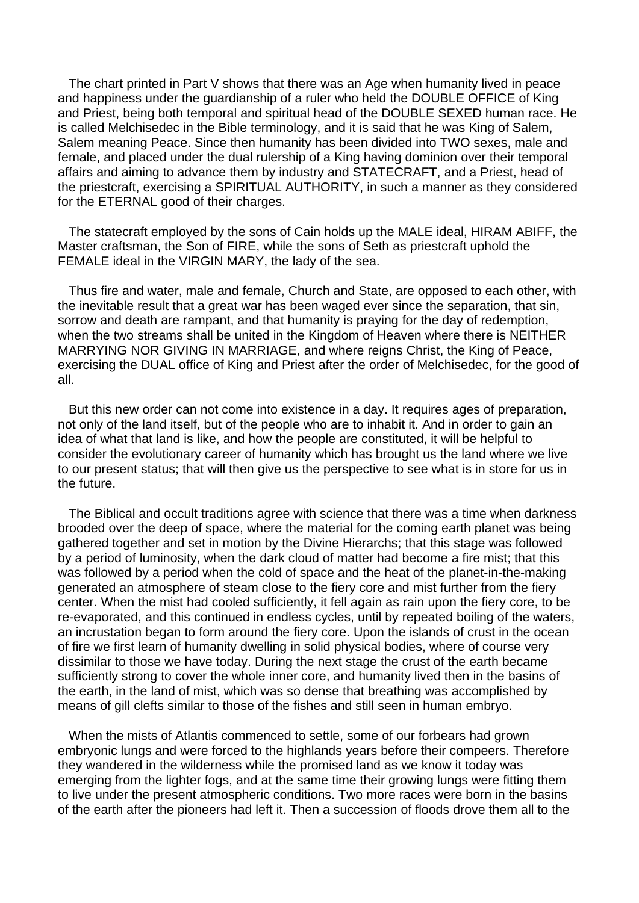The chart printed in Part V shows that there was an Age when humanity lived in peace and happiness under the guardianship of a ruler who held the DOUBLE OFFICE of King and Priest, being both temporal and spiritual head of the DOUBLE SEXED human race. He is called Melchisedec in the Bible terminology, and it is said that he was King of Salem, Salem meaning Peace. Since then humanity has been divided into TWO sexes, male and female, and placed under the dual rulership of a King having dominion over their temporal affairs and aiming to advance them by industry and STATECRAFT, and a Priest, head of the priestcraft, exercising a SPIRITUAL AUTHORITY, in such a manner as they considered for the ETERNAL good of their charges.

The statecraft employed by the sons of Cain holds up the MALE ideal, HIRAM ABIFF, the Master craftsman, the Son of FIRE, while the sons of Seth as priestcraft uphold the FEMALE ideal in the VIRGIN MARY, the lady of the sea.

Thus fire and water, male and female, Church and State, are opposed to each other, with the inevitable result that a great war has been waged ever since the separation, that sin, sorrow and death are rampant, and that humanity is praying for the day of redemption, when the two streams shall be united in the Kingdom of Heaven where there is NEITHER MARRYING NOR GIVING IN MARRIAGE, and where reigns Christ, the King of Peace, exercising the DUAL office of King and Priest after the order of Melchisedec, for the good of all.

But this new order can not come into existence in a day. It requires ages of preparation, not only of the land itself, but of the people who are to inhabit it. And in order to gain an idea of what that land is like, and how the people are constituted, it will be helpful to consider the evolutionary career of humanity which has brought us the land where we live to our present status; that will then give us the perspective to see what is in store for us in the future.

The Biblical and occult traditions agree with science that there was a time when darkness brooded over the deep of space, where the material for the coming earth planet was being gathered together and set in motion by the Divine Hierarchs; that this stage was followed by a period of luminosity, when the dark cloud of matter had become a fire mist; that this was followed by a period when the cold of space and the heat of the planet-in-the-making generated an atmosphere of steam close to the fiery core and mist further from the fiery center. When the mist had cooled sufficiently, it fell again as rain upon the fiery core, to be re-evaporated, and this continued in endless cycles, until by repeated boiling of the waters, an incrustation began to form around the fiery core. Upon the islands of crust in the ocean of fire we first learn of humanity dwelling in solid physical bodies, where of course very dissimilar to those we have today. During the next stage the crust of the earth became sufficiently strong to cover the whole inner core, and humanity lived then in the basins of the earth, in the land of mist, which was so dense that breathing was accomplished by means of gill clefts similar to those of the fishes and still seen in human embryo.

When the mists of Atlantis commenced to settle, some of our forbears had grown embryonic lungs and were forced to the highlands years before their compeers. Therefore they wandered in the wilderness while the promised land as we know it today was emerging from the lighter fogs, and at the same time their growing lungs were fitting them to live under the present atmospheric conditions. Two more races were born in the basins of the earth after the pioneers had left it. Then a succession of floods drove them all to the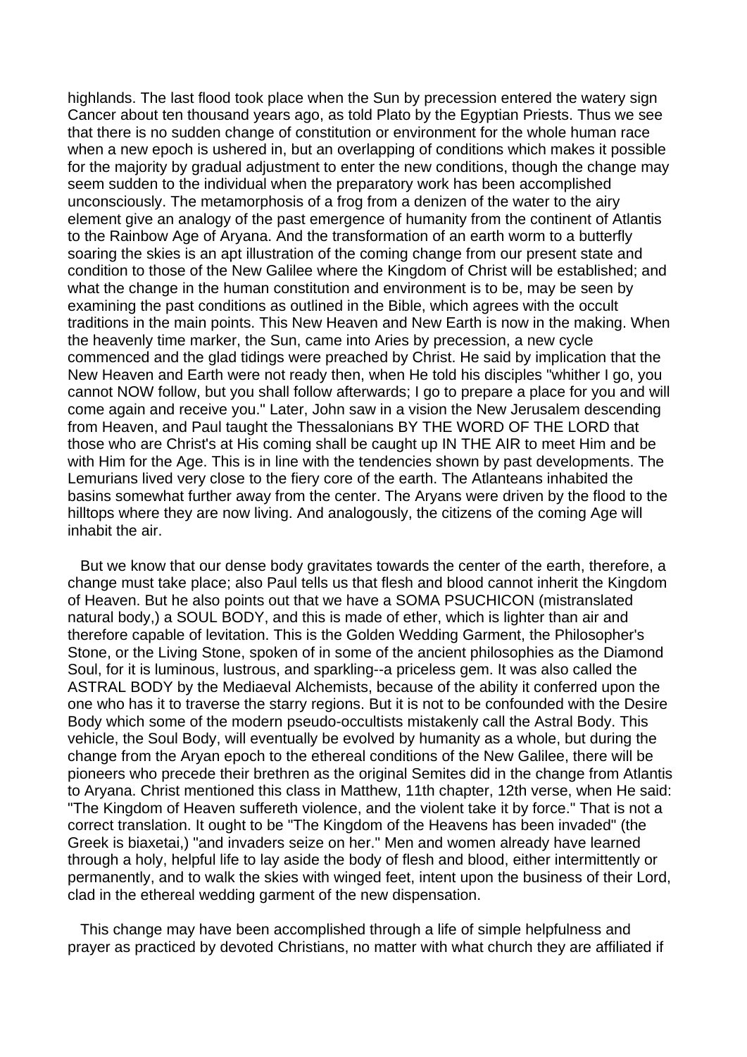highlands. The last flood took place when the Sun by precession entered the watery sign Cancer about ten thousand years ago, as told Plato by the Egyptian Priests. Thus we see that there is no sudden change of constitution or environment for the whole human race when a new epoch is ushered in, but an overlapping of conditions which makes it possible for the majority by gradual adjustment to enter the new conditions, though the change may seem sudden to the individual when the preparatory work has been accomplished unconsciously. The metamorphosis of a frog from a denizen of the water to the airy element give an analogy of the past emergence of humanity from the continent of Atlantis to the Rainbow Age of Aryana. And the transformation of an earth worm to a butterfly soaring the skies is an apt illustration of the coming change from our present state and condition to those of the New Galilee where the Kingdom of Christ will be established; and what the change in the human constitution and environment is to be, may be seen by examining the past conditions as outlined in the Bible, which agrees with the occult traditions in the main points. This New Heaven and New Earth is now in the making. When the heavenly time marker, the Sun, came into Aries by precession, a new cycle commenced and the glad tidings were preached by Christ. He said by implication that the New Heaven and Earth were not ready then, when He told his disciples "whither I go, you cannot NOW follow, but you shall follow afterwards; I go to prepare a place for you and will come again and receive you." Later, John saw in a vision the New Jerusalem descending from Heaven, and Paul taught the Thessalonians BY THE WORD OF THE LORD that those who are Christ's at His coming shall be caught up IN THE AIR to meet Him and be with Him for the Age. This is in line with the tendencies shown by past developments. The Lemurians lived very close to the fiery core of the earth. The Atlanteans inhabited the basins somewhat further away from the center. The Aryans were driven by the flood to the hilltops where they are now living. And analogously, the citizens of the coming Age will inhabit the air.

But we know that our dense body gravitates towards the center of the earth, therefore, a change must take place; also Paul tells us that flesh and blood cannot inherit the Kingdom of Heaven. But he also points out that we have a SOMA PSUCHICON (mistranslated natural body,) a SOUL BODY, and this is made of ether, which is lighter than air and therefore capable of levitation. This is the Golden Wedding Garment, the Philosopher's Stone, or the Living Stone, spoken of in some of the ancient philosophies as the Diamond Soul, for it is luminous, lustrous, and sparkling--a priceless gem. It was also called the ASTRAL BODY by the Mediaeval Alchemists, because of the ability it conferred upon the one who has it to traverse the starry regions. But it is not to be confounded with the Desire Body which some of the modern pseudo-occultists mistakenly call the Astral Body. This vehicle, the Soul Body, will eventually be evolved by humanity as a whole, but during the change from the Aryan epoch to the ethereal conditions of the New Galilee, there will be pioneers who precede their brethren as the original Semites did in the change from Atlantis to Aryana. Christ mentioned this class in Matthew, 11th chapter, 12th verse, when He said: "The Kingdom of Heaven suffereth violence, and the violent take it by force." That is not a correct translation. It ought to be "The Kingdom of the Heavens has been invaded" (the Greek is biaxetai,) "and invaders seize on her." Men and women already have learned through a holy, helpful life to lay aside the body of flesh and blood, either intermittently or permanently, and to walk the skies with winged feet, intent upon the business of their Lord, clad in the ethereal wedding garment of the new dispensation.

This change may have been accomplished through a life of simple helpfulness and prayer as practiced by devoted Christians, no matter with what church they are affiliated if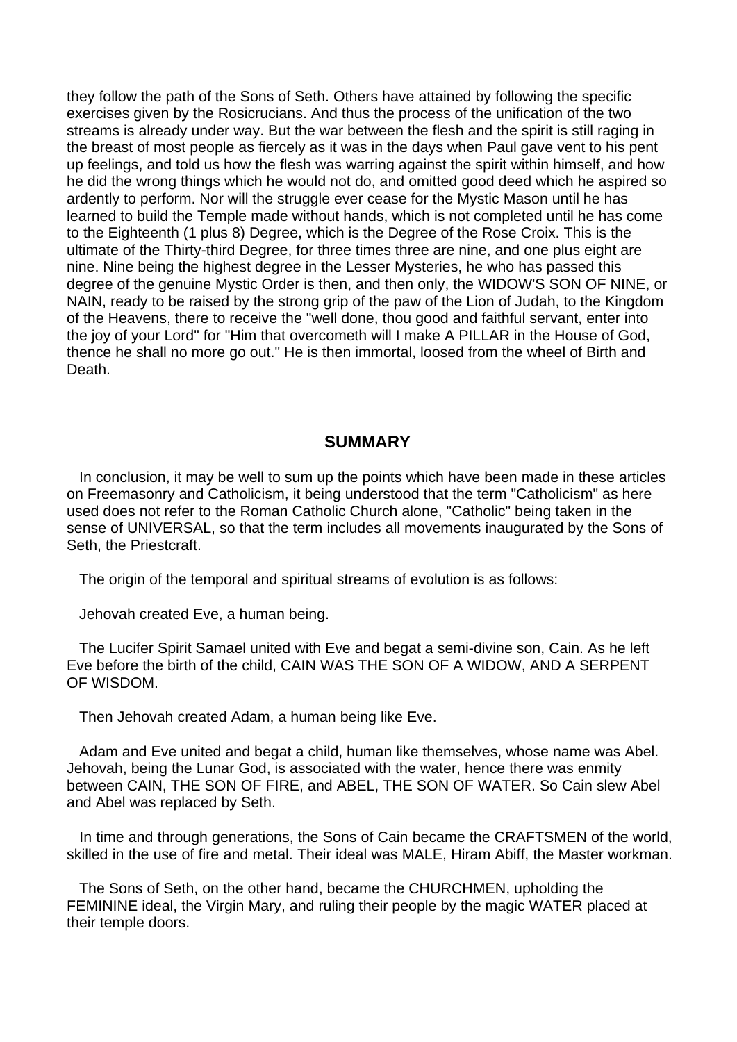they follow the path of the Sons of Seth. Others have attained by following the specific exercises given by the Rosicrucians. And thus the process of the unification of the two streams is already under way. But the war between the flesh and the spirit is still raging in the breast of most people as fiercely as it was in the days when Paul gave vent to his pent up feelings, and told us how the flesh was warring against the spirit within himself, and how he did the wrong things which he would not do, and omitted good deed which he aspired so ardently to perform. Nor will the struggle ever cease for the Mystic Mason until he has learned to build the Temple made without hands, which is not completed until he has come to the Eighteenth (1 plus 8) Degree, which is the Degree of the Rose Croix. This is the ultimate of the Thirty-third Degree, for three times three are nine, and one plus eight are nine. Nine being the highest degree in the Lesser Mysteries, he who has passed this degree of the genuine Mystic Order is then, and then only, the WIDOW'S SON OF NINE, or NAIN, ready to be raised by the strong grip of the paw of the Lion of Judah, to the Kingdom of the Heavens, there to receive the "well done, thou good and faithful servant, enter into the joy of your Lord" for "Him that overcometh will I make A PILLAR in the House of God, thence he shall no more go out." He is then immortal, loosed from the wheel of Birth and Death.

## SUMMARY

In conclusion, it may be well to sum up the points which have been made in these articles on Freemasonry and Catholicism, it being understood that the term "Catholicism" as here used does not refer to the Roman Catholic Church alone, "Catholic" being taken in the sense of UNIVERSAL, so that the term includes all movements inaugurated by the Sons of Seth, the Priestcraft.

The origin of the temporal and spiritual streams of evolution is as follows:

Jehovah created Eve, a human being.

The Lucifer Spirit Samael united with Eve and begat a semi-divine son, Cain. As he left Eve before the birth of the child, CAIN WAS THE SON OF A WIDOW, AND A SERPENT OF WISDOM.

Then Jehovah created Adam, a human being like Eve.

Adam and Eve united and begat a child, human like themselves, whose name was Abel. Jehovah, being the Lunar God, is associated with the water, hence there was enmity between CAIN, THE SON OF FIRE, and ABEL, THE SON OF WATER. So Cain slew Abel and Abel was replaced by Seth.

In time and through generations, the Sons of Cain became the CRAFTSMEN of the world, skilled in the use of fire and metal. Their ideal was MALE, Hiram Abiff, the Master workman.

The Sons of Seth, on the other hand, became the CHURCHMEN, upholding the FEMININE ideal, the Virgin Mary, and ruling their people by the magic WATER placed at their temple doors.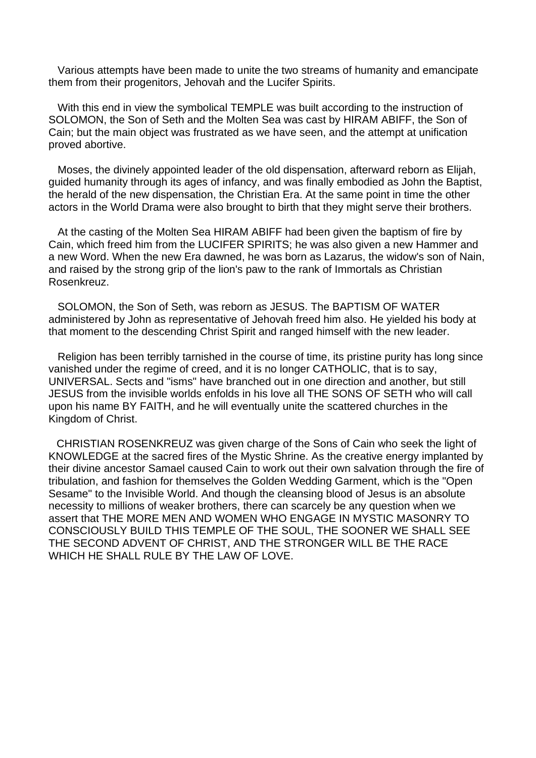Various attempts have been made to unite the two streams of humanity and emancipate them from their progenitors, Jehovah and the Lucifer Spirits.

With this end in view the symbolical TEMPLE was built according to the instruction of SOLOMON, the Son of Seth and the Molten Sea was cast by HIRAM ABIFF, the Son of Cain; but the main object was frustrated as we have seen, and the attempt at unification proved abortive.

Moses, the divinely appointed leader of the old dispensation, afterward reborn as Elijah, guided humanity through its ages of infancy, and was finally embodied as John the Baptist, the herald of the new dispensation, the Christian Era. At the same point in time the other actors in the World Drama were also brought to birth that they might serve their brothers.

At the casting of the Molten Sea HIRAM ABIFF had been given the baptism of fire by Cain, which freed him from the LUCIFER SPIRITS; he was also given a new Hammer and a new Word. When the new Era dawned, he was born as Lazarus, the widow's son of Nain, and raised by the strong grip of the lion's paw to the rank of Immortals as Christian Rosenkreuz.

SOLOMON, the Son of Seth, was reborn as JESUS. The BAPTISM OF WATER administered by John as representative of Jehovah freed him also. He yielded his body at that moment to the descending Christ Spirit and ranged himself with the new leader.

Religion has been terribly tarnished in the course of time, its pristine purity has long since vanished under the regime of creed, and it is no longer CATHOLIC, that is to say, UNIVERSAL. Sects and "isms" have branched out in one direction and another, but still JESUS from the invisible worlds enfolds in his love all THE SONS OF SETH who will call upon his name BY FAITH, and he will eventually unite the scattered churches in the Kingdom of Christ.

CHRISTIAN ROSENKREUZ was given charge of the Sons of Cain who seek the light of KNOWLEDGE at the sacred fires of the Mystic Shrine. As the creative energy implanted by their divine ancestor Samael caused Cain to work out their own salvation through the fire of tribulation, and fashion for themselves the Golden Wedding Garment, which is the "Open Sesame" to the Invisible World. And though the cleansing blood of Jesus is an absolute necessity to millions of weaker brothers, there can scarcely be any question when we assert that THE MORE MEN AND WOMEN WHO ENGAGE IN MYSTIC MASONRY TO CONSCIOUSLY BUILD THIS TEMPLE OF THE SOUL, THE SOONER WE SHALL SEE THE SECOND ADVENT OF CHRIST, AND THE STRONGER WILL BE THE RACE WHICH HE SHALL RULE BY THE LAW OF LOVE.